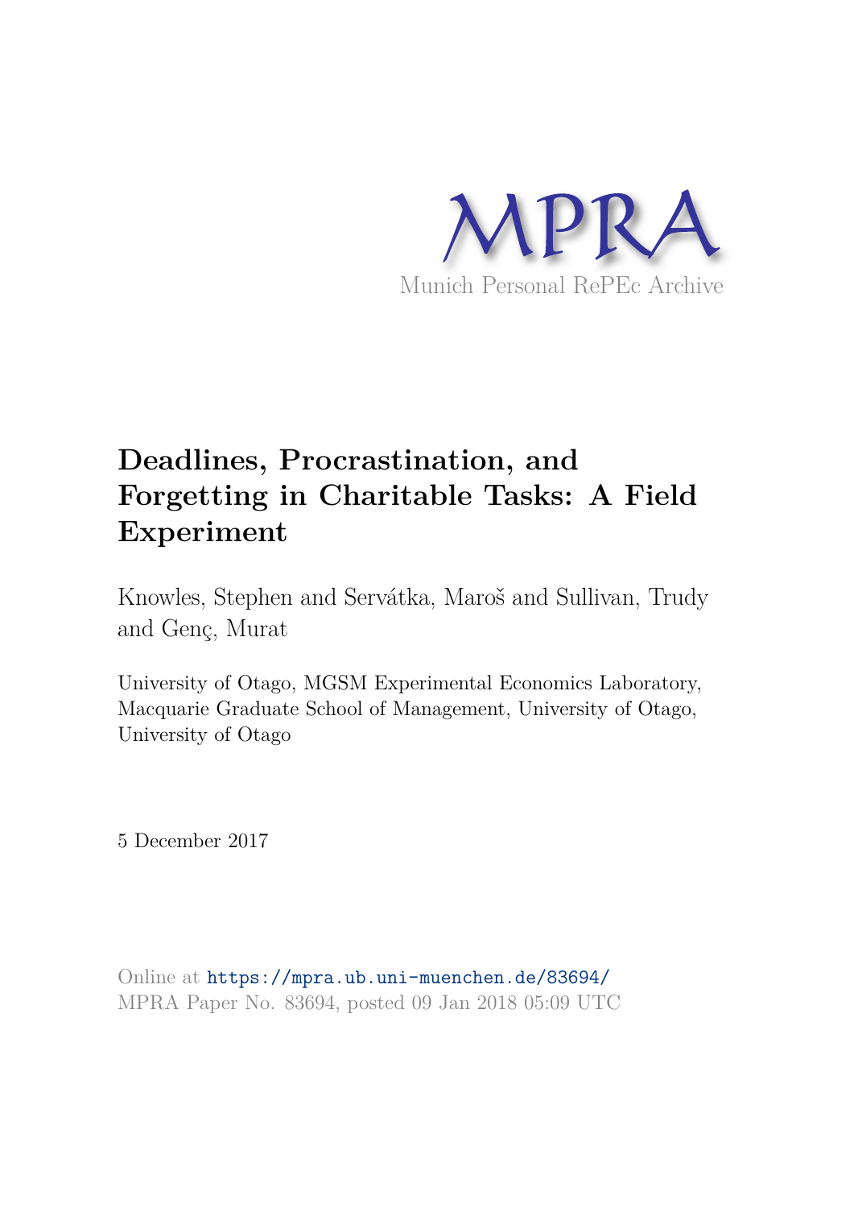MPRA

Munich Personal RePEc Archive

# Deadlines, Procrastination, and Forgetting in Charitable Tasks: A Field Experiment

Knowles, Stephen and Servátka, Maroš and Sullivan, Trudy and Genç, Murat

University of Otago, MGSM Experimental Economics Laboratory, Macquarie Graduate School of Management, University of Otago, University of Otago

5 December 2017

Online at https://mpra.ub.uni-muenchen.de/83694/
MPRA Paper No. 83694, posted 09 Jan 2018 05:09 UTC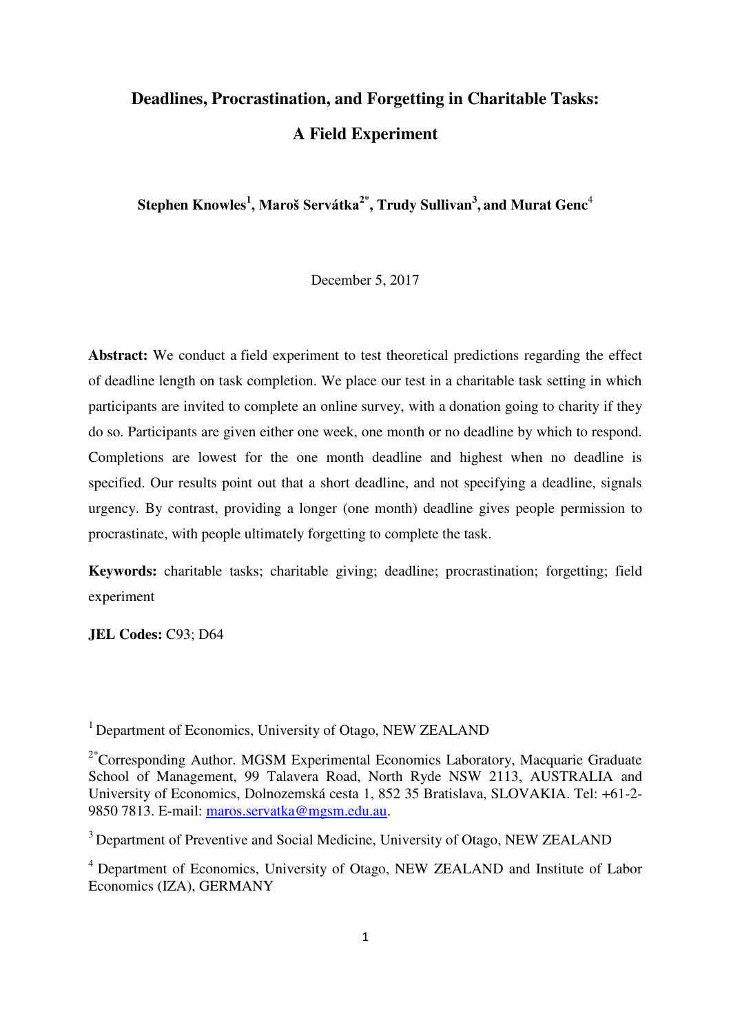# Deadlines, Procrastination, and Forgetting in Charitable Tasks: A Field Experiment

**Stephen Knowles[1], Maroš Servátka[2*], Trudy Sullivan[3], and Murat Genc[4]**

December 5, 2017

**Abstract:** We conduct a field experiment to test theoretical predictions regarding the effect of deadline length on task completion. We place our test in a charitable task setting in which participants are invited to complete an online survey, with a donation going to charity if they do so. Participants are given either one week, one month or no deadline by which to respond. Completions are lowest for the one month deadline and highest when no deadline is specified. Our results point out that a short deadline, and not specifying a deadline, signals urgency. By contrast, providing a longer (one month) deadline gives people permission to procrastinate, with people ultimately forgetting to complete the task.

**Keywords:** charitable tasks; charitable giving; deadline; procrastination; forgetting; field experiment

**JEL Codes:** C93; D64

[1] Department of Economics, University of Otago, NEW ZEALAND

[2*] Corresponding Author. MGSM Experimental Economics Laboratory, Macquarie Graduate School of Management, 99 Talavera Road, North Ryde NSW 2113, AUSTRALIA and University of Economics, Dolnozemská cesta 1, 852 35 Bratislava, SLOVAKIA. Tel: +61-2-9850 7813. E-mail: maros.servatka@mgsm.edu.au.

[3] Department of Preventive and Social Medicine, University of Otago, NEW ZEALAND

[4] Department of Economics, University of Otago, NEW ZEALAND and Institute of Labor Economics (IZA), GERMANY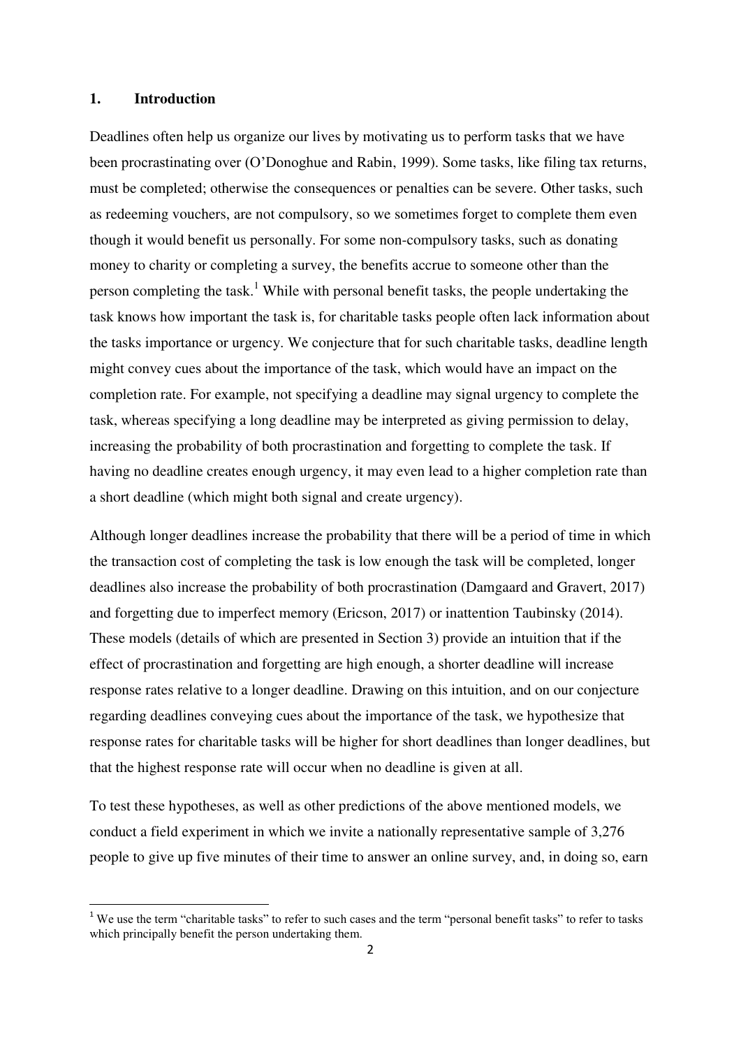## 1. Introduction

Deadlines often help us organize our lives by motivating us to perform tasks that we have been procrastinating over (O'Donoghue and Rabin, 1999). Some tasks, like filing tax returns, must be completed; otherwise the consequences or penalties can be severe. Other tasks, such as redeeming vouchers, are not compulsory, so we sometimes forget to complete them even though it would benefit us personally. For some non-compulsory tasks, such as donating money to charity or completing a survey, the benefits accrue to someone other than the person completing the task.[1] While with personal benefit tasks, the people undertaking the task knows how important the task is, for charitable tasks people often lack information about the tasks importance or urgency. We conjecture that for such charitable tasks, deadline length might convey cues about the importance of the task, which would have an impact on the completion rate. For example, not specifying a deadline may signal urgency to complete the task, whereas specifying a long deadline may be interpreted as giving permission to delay, increasing the probability of both procrastination and forgetting to complete the task. If having no deadline creates enough urgency, it may even lead to a higher completion rate than a short deadline (which might both signal and create urgency).

Although longer deadlines increase the probability that there will be a period of time in which the transaction cost of completing the task is low enough the task will be completed, longer deadlines also increase the probability of both procrastination (Damgaard and Gravert, 2017) and forgetting due to imperfect memory (Ericson, 2017) or inattention Taubinsky (2014). These models (details of which are presented in Section 3) provide an intuition that if the effect of procrastination and forgetting are high enough, a shorter deadline will increase response rates relative to a longer deadline. Drawing on this intuition, and on our conjecture regarding deadlines conveying cues about the importance of the task, we hypothesize that response rates for charitable tasks will be higher for short deadlines than longer deadlines, but that the highest response rate will occur when no deadline is given at all.

To test these hypotheses, as well as other predictions of the above mentioned models, we conduct a field experiment in which we invite a nationally representative sample of 3,276 people to give up five minutes of their time to answer an online survey, and, in doing so, earn

[1] We use the term "charitable tasks" to refer to such cases and the term "personal benefit tasks" to refer to tasks which principally benefit the person undertaking them.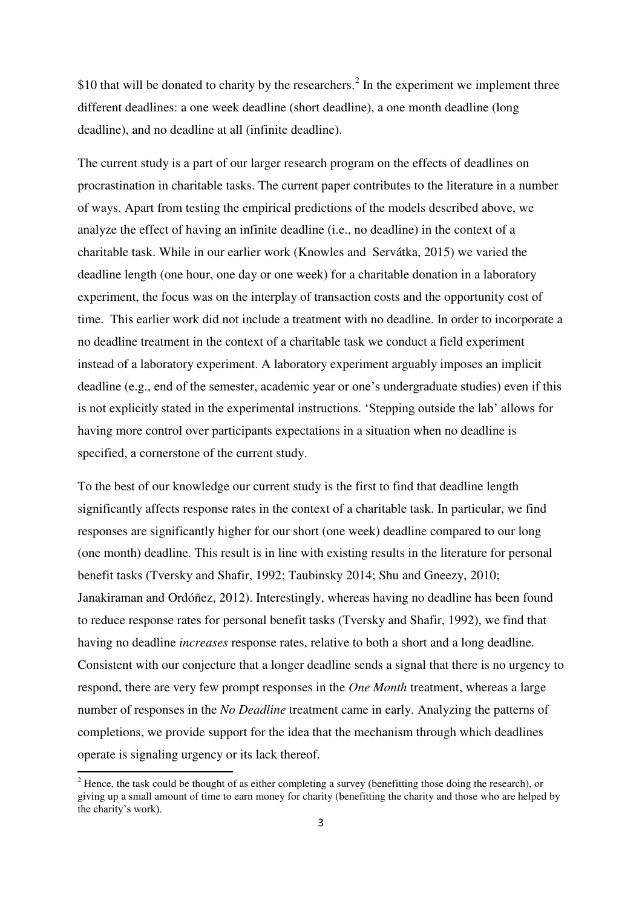\$10 that will be donated to charity by the researchers.[2] In the experiment we implement three different deadlines: a one week deadline (short deadline), a one month deadline (long deadline), and no deadline at all (infinite deadline).

The current study is a part of our larger research program on the effects of deadlines on procrastination in charitable tasks. The current paper contributes to the literature in a number of ways. Apart from testing the empirical predictions of the models described above, we analyze the effect of having an infinite deadline (i.e., no deadline) in the context of a charitable task. While in our earlier work (Knowles and Servátka, 2015) we varied the deadline length (one hour, one day or one week) for a charitable donation in a laboratory experiment, the focus was on the interplay of transaction costs and the opportunity cost of time. This earlier work did not include a treatment with no deadline. In order to incorporate a no deadline treatment in the context of a charitable task we conduct a field experiment instead of a laboratory experiment. A laboratory experiment arguably imposes an implicit deadline (e.g., end of the semester, academic year or one's undergraduate studies) even if this is not explicitly stated in the experimental instructions. 'Stepping outside the lab' allows for having more control over participants expectations in a situation when no deadline is specified, a cornerstone of the current study.

To the best of our knowledge our current study is the first to find that deadline length significantly affects response rates in the context of a charitable task. In particular, we find responses are significantly higher for our short (one week) deadline compared to our long (one month) deadline. This result is in line with existing results in the literature for personal benefit tasks (Tversky and Shafir, 1992; Taubinsky 2014; Shu and Gneezy, 2010; Janakiraman and Ordóñez, 2012). Interestingly, whereas having no deadline has been found to reduce response rates for personal benefit tasks (Tversky and Shafir, 1992), we find that having no deadline *increases* response rates, relative to both a short and a long deadline. Consistent with our conjecture that a longer deadline sends a signal that there is no urgency to respond, there are very few prompt responses in the *One Month* treatment, whereas a large number of responses in the *No Deadline* treatment came in early. Analyzing the patterns of completions, we provide support for the idea that the mechanism through which deadlines operate is signaling urgency or its lack thereof.

[2] Hence, the task could be thought of as either completing a survey (benefitting those doing the research), or giving up a small amount of time to earn money for charity (benefitting the charity and those who are helped by the charity's work).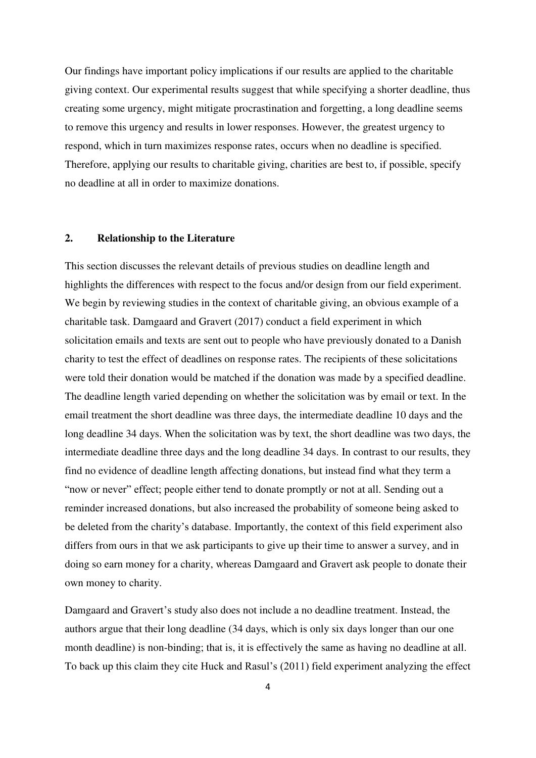Our findings have important policy implications if our results are applied to the charitable giving context. Our experimental results suggest that while specifying a shorter deadline, thus creating some urgency, might mitigate procrastination and forgetting, a long deadline seems to remove this urgency and results in lower responses. However, the greatest urgency to respond, which in turn maximizes response rates, occurs when no deadline is specified. Therefore, applying our results to charitable giving, charities are best to, if possible, specify no deadline at all in order to maximize donations.

## 2. Relationship to the Literature

This section discusses the relevant details of previous studies on deadline length and highlights the differences with respect to the focus and/or design from our field experiment. We begin by reviewing studies in the context of charitable giving, an obvious example of a charitable task. Damgaard and Gravert (2017) conduct a field experiment in which solicitation emails and texts are sent out to people who have previously donated to a Danish charity to test the effect of deadlines on response rates. The recipients of these solicitations were told their donation would be matched if the donation was made by a specified deadline. The deadline length varied depending on whether the solicitation was by email or text. In the email treatment the short deadline was three days, the intermediate deadline 10 days and the long deadline 34 days. When the solicitation was by text, the short deadline was two days, the intermediate deadline three days and the long deadline 34 days. In contrast to our results, they find no evidence of deadline length affecting donations, but instead find what they term a "now or never" effect; people either tend to donate promptly or not at all. Sending out a reminder increased donations, but also increased the probability of someone being asked to be deleted from the charity's database. Importantly, the context of this field experiment also differs from ours in that we ask participants to give up their time to answer a survey, and in doing so earn money for a charity, whereas Damgaard and Gravert ask people to donate their own money to charity.

Damgaard and Gravert's study also does not include a no deadline treatment. Instead, the authors argue that their long deadline (34 days, which is only six days longer than our one month deadline) is non-binding; that is, it is effectively the same as having no deadline at all. To back up this claim they cite Huck and Rasul's (2011) field experiment analyzing the effect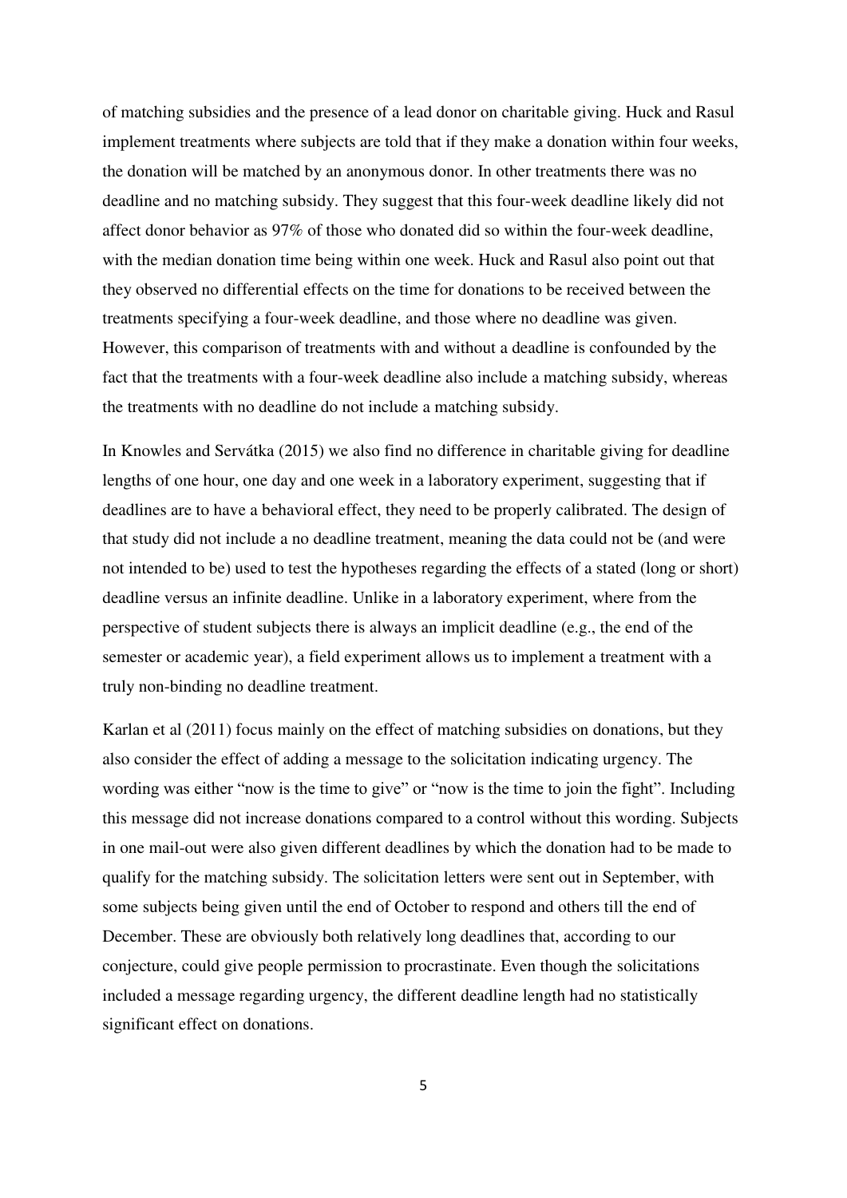of matching subsidies and the presence of a lead donor on charitable giving. Huck and Rasul implement treatments where subjects are told that if they make a donation within four weeks, the donation will be matched by an anonymous donor. In other treatments there was no deadline and no matching subsidy. They suggest that this four-week deadline likely did not affect donor behavior as 97% of those who donated did so within the four-week deadline, with the median donation time being within one week. Huck and Rasul also point out that they observed no differential effects on the time for donations to be received between the treatments specifying a four-week deadline, and those where no deadline was given. However, this comparison of treatments with and without a deadline is confounded by the fact that the treatments with a four-week deadline also include a matching subsidy, whereas the treatments with no deadline do not include a matching subsidy.

In Knowles and Servátka (2015) we also find no difference in charitable giving for deadline lengths of one hour, one day and one week in a laboratory experiment, suggesting that if deadlines are to have a behavioral effect, they need to be properly calibrated. The design of that study did not include a no deadline treatment, meaning the data could not be (and were not intended to be) used to test the hypotheses regarding the effects of a stated (long or short) deadline versus an infinite deadline. Unlike in a laboratory experiment, where from the perspective of student subjects there is always an implicit deadline (e.g., the end of the semester or academic year), a field experiment allows us to implement a treatment with a truly non-binding no deadline treatment.

Karlan et al (2011) focus mainly on the effect of matching subsidies on donations, but they also consider the effect of adding a message to the solicitation indicating urgency. The wording was either "now is the time to give" or "now is the time to join the fight". Including this message did not increase donations compared to a control without this wording. Subjects in one mail-out were also given different deadlines by which the donation had to be made to qualify for the matching subsidy. The solicitation letters were sent out in September, with some subjects being given until the end of October to respond and others till the end of December. These are obviously both relatively long deadlines that, according to our conjecture, could give people permission to procrastinate. Even though the solicitations included a message regarding urgency, the different deadline length had no statistically significant effect on donations.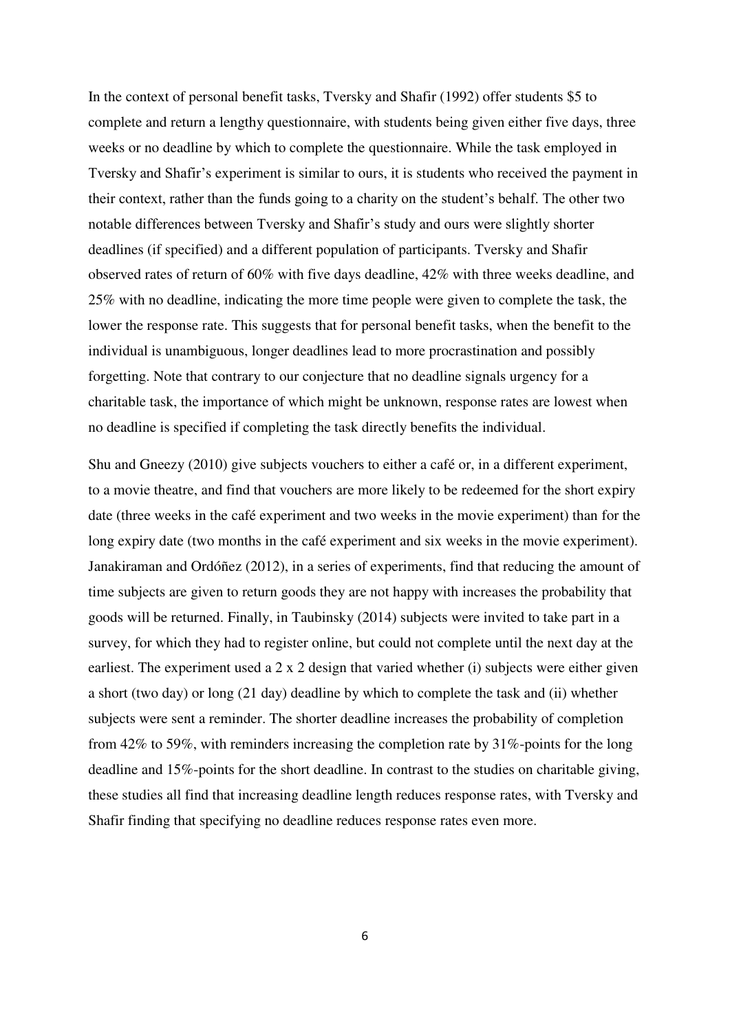In the context of personal benefit tasks, Tversky and Shafir (1992) offer students $5 to complete and return a lengthy questionnaire, with students being given either five days, three weeks or no deadline by which to complete the questionnaire. While the task employed in Tversky and Shafir's experiment is similar to ours, it is students who received the payment in their context, rather than the funds going to a charity on the student's behalf. The other two notable differences between Tversky and Shafir's study and ours were slightly shorter deadlines (if specified) and a different population of participants. Tversky and Shafir observed rates of return of 60% with five days deadline, 42% with three weeks deadline, and 25% with no deadline, indicating the more time people were given to complete the task, the lower the response rate. This suggests that for personal benefit tasks, when the benefit to the individual is unambiguous, longer deadlines lead to more procrastination and possibly forgetting. Note that contrary to our conjecture that no deadline signals urgency for a charitable task, the importance of which might be unknown, response rates are lowest when no deadline is specified if completing the task directly benefits the individual.

Shu and Gneezy (2010) give subjects vouchers to either a café or, in a different experiment, to a movie theatre, and find that vouchers are more likely to be redeemed for the short expiry date (three weeks in the café experiment and two weeks in the movie experiment) than for the long expiry date (two months in the café experiment and six weeks in the movie experiment). Janakiraman and Ordóñez (2012), in a series of experiments, find that reducing the amount of time subjects are given to return goods they are not happy with increases the probability that goods will be returned. Finally, in Taubinsky (2014) subjects were invited to take part in a survey, for which they had to register online, but could not complete until the next day at the earliest. The experiment used a 2 x 2 design that varied whether (i) subjects were either given a short (two day) or long (21 day) deadline by which to complete the task and (ii) whether subjects were sent a reminder. The shorter deadline increases the probability of completion from 42% to 59%, with reminders increasing the completion rate by 31%-points for the long deadline and 15%-points for the short deadline. In contrast to the studies on charitable giving, these studies all find that increasing deadline length reduces response rates, with Tversky and Shafir finding that specifying no deadline reduces response rates even more.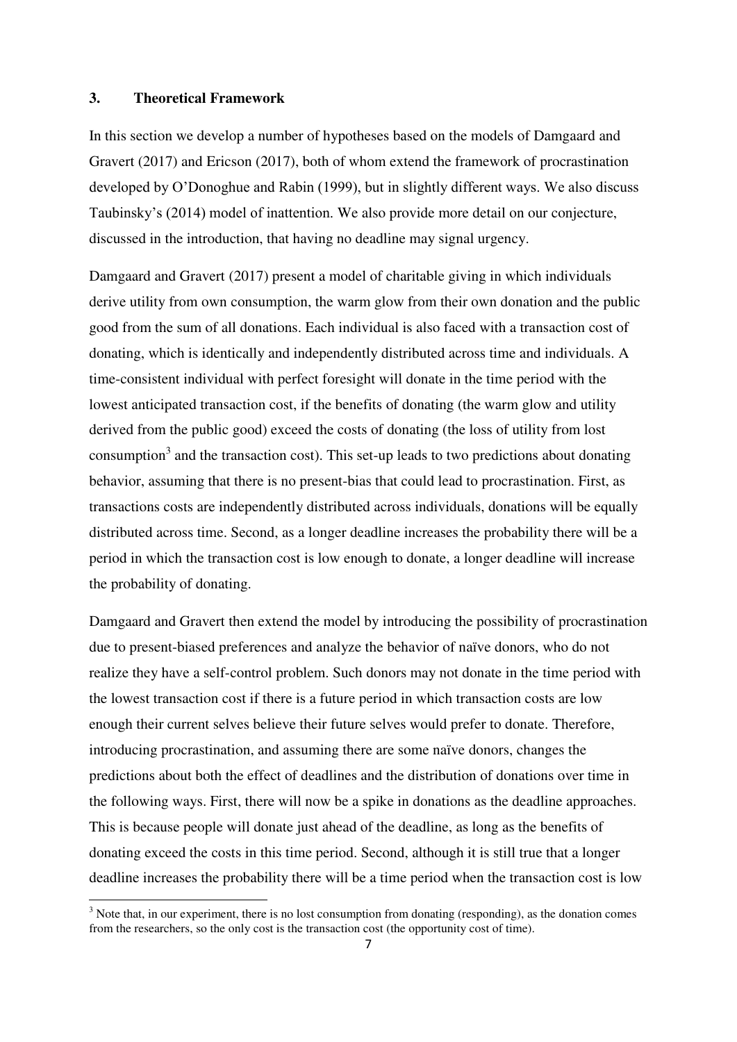## 3. Theoretical Framework

In this section we develop a number of hypotheses based on the models of Damgaard and Gravert (2017) and Ericson (2017), both of whom extend the framework of procrastination developed by O'Donoghue and Rabin (1999), but in slightly different ways. We also discuss Taubinsky's (2014) model of inattention. We also provide more detail on our conjecture, discussed in the introduction, that having no deadline may signal urgency.

Damgaard and Gravert (2017) present a model of charitable giving in which individuals derive utility from own consumption, the warm glow from their own donation and the public good from the sum of all donations. Each individual is also faced with a transaction cost of donating, which is identically and independently distributed across time and individuals. A time-consistent individual with perfect foresight will donate in the time period with the lowest anticipated transaction cost, if the benefits of donating (the warm glow and utility derived from the public good) exceed the costs of donating (the loss of utility from lost consumption[3] and the transaction cost). This set-up leads to two predictions about donating behavior, assuming that there is no present-bias that could lead to procrastination. First, as transactions costs are independently distributed across individuals, donations will be equally distributed across time. Second, as a longer deadline increases the probability there will be a period in which the transaction cost is low enough to donate, a longer deadline will increase the probability of donating.

Damgaard and Gravert then extend the model by introducing the possibility of procrastination due to present-biased preferences and analyze the behavior of naïve donors, who do not realize they have a self-control problem. Such donors may not donate in the time period with the lowest transaction cost if there is a future period in which transaction costs are low enough their current selves believe their future selves would prefer to donate. Therefore, introducing procrastination, and assuming there are some naïve donors, changes the predictions about both the effect of deadlines and the distribution of donations over time in the following ways. First, there will now be a spike in donations as the deadline approaches. This is because people will donate just ahead of the deadline, as long as the benefits of donating exceed the costs in this time period. Second, although it is still true that a longer deadline increases the probability there will be a time period when the transaction cost is low

[3] Note that, in our experiment, there is no lost consumption from donating (responding), as the donation comes from the researchers, so the only cost is the transaction cost (the opportunity cost of time).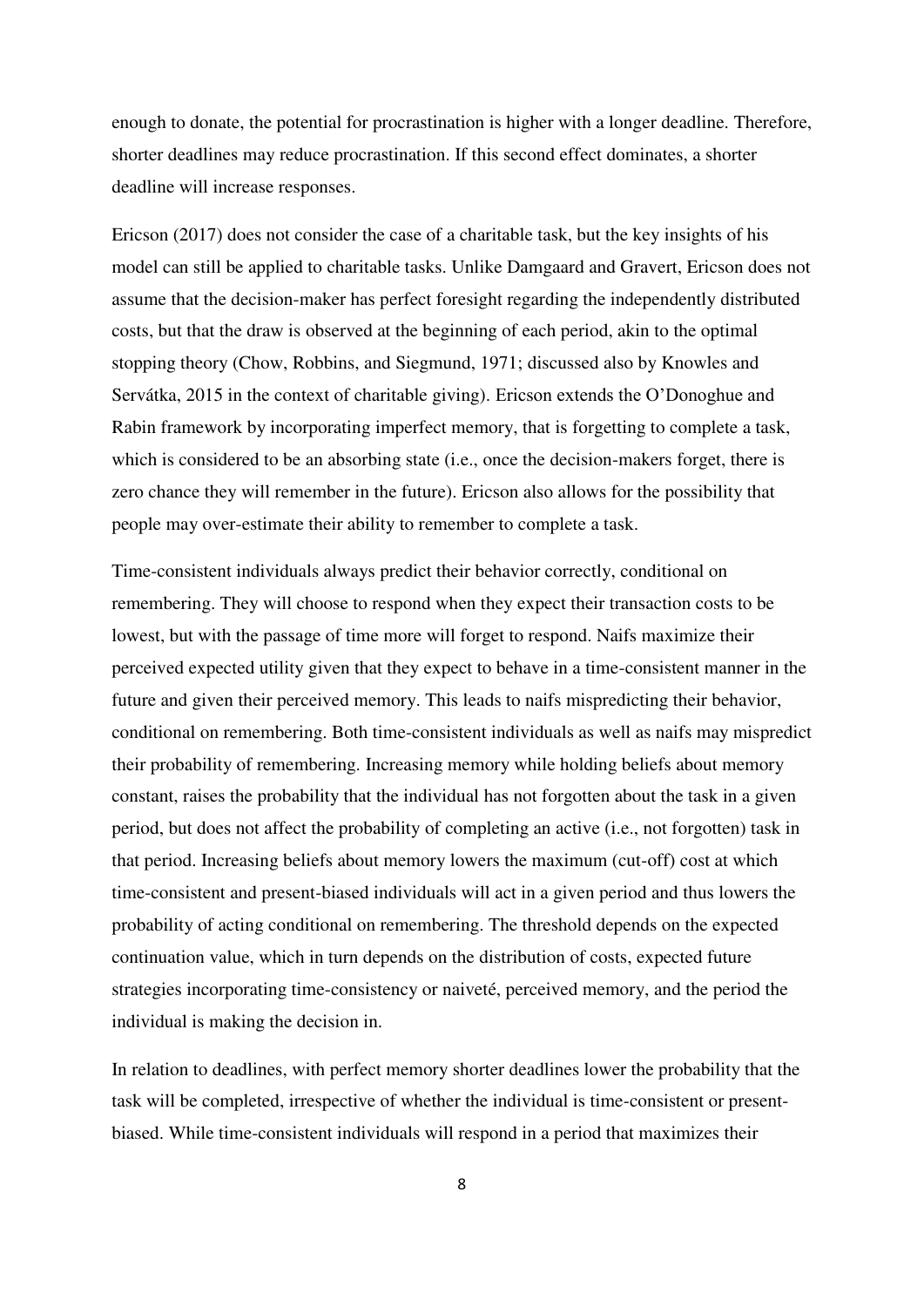enough to donate, the potential for procrastination is higher with a longer deadline. Therefore, shorter deadlines may reduce procrastination. If this second effect dominates, a shorter deadline will increase responses.

Ericson (2017) does not consider the case of a charitable task, but the key insights of his model can still be applied to charitable tasks. Unlike Damgaard and Gravert, Ericson does not assume that the decision-maker has perfect foresight regarding the independently distributed costs, but that the draw is observed at the beginning of each period, akin to the optimal stopping theory (Chow, Robbins, and Siegmund, 1971; discussed also by Knowles and Servátka, 2015 in the context of charitable giving). Ericson extends the O'Donoghue and Rabin framework by incorporating imperfect memory, that is forgetting to complete a task, which is considered to be an absorbing state (i.e., once the decision-makers forget, there is zero chance they will remember in the future). Ericson also allows for the possibility that people may over-estimate their ability to remember to complete a task.

Time-consistent individuals always predict their behavior correctly, conditional on remembering. They will choose to respond when they expect their transaction costs to be lowest, but with the passage of time more will forget to respond. Naifs maximize their perceived expected utility given that they expect to behave in a time-consistent manner in the future and given their perceived memory. This leads to naifs mispredicting their behavior, conditional on remembering. Both time-consistent individuals as well as naifs may mispredict their probability of remembering. Increasing memory while holding beliefs about memory constant, raises the probability that the individual has not forgotten about the task in a given period, but does not affect the probability of completing an active (i.e., not forgotten) task in that period. Increasing beliefs about memory lowers the maximum (cut-off) cost at which time-consistent and present-biased individuals will act in a given period and thus lowers the probability of acting conditional on remembering. The threshold depends on the expected continuation value, which in turn depends on the distribution of costs, expected future strategies incorporating time-consistency or naiveté, perceived memory, and the period the individual is making the decision in.

In relation to deadlines, with perfect memory shorter deadlines lower the probability that the task will be completed, irrespective of whether the individual is time-consistent or present-biased. While time-consistent individuals will respond in a period that maximizes their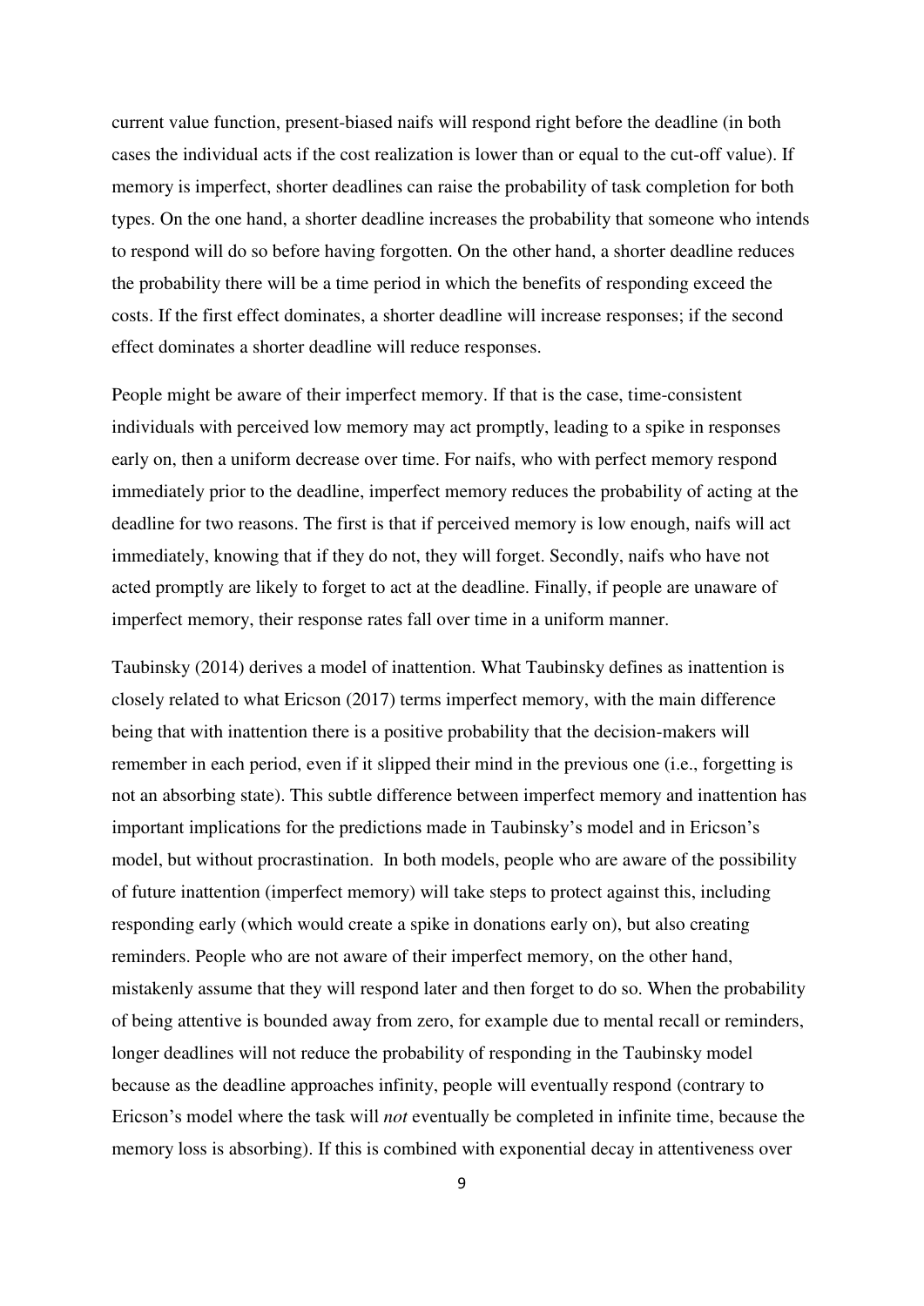current value function, present-biased naifs will respond right before the deadline (in both cases the individual acts if the cost realization is lower than or equal to the cut-off value). If memory is imperfect, shorter deadlines can raise the probability of task completion for both types. On the one hand, a shorter deadline increases the probability that someone who intends to respond will do so before having forgotten. On the other hand, a shorter deadline reduces the probability there will be a time period in which the benefits of responding exceed the costs. If the first effect dominates, a shorter deadline will increase responses; if the second effect dominates a shorter deadline will reduce responses.

People might be aware of their imperfect memory. If that is the case, time-consistent individuals with perceived low memory may act promptly, leading to a spike in responses early on, then a uniform decrease over time. For naifs, who with perfect memory respond immediately prior to the deadline, imperfect memory reduces the probability of acting at the deadline for two reasons. The first is that if perceived memory is low enough, naifs will act immediately, knowing that if they do not, they will forget. Secondly, naifs who have not acted promptly are likely to forget to act at the deadline. Finally, if people are unaware of imperfect memory, their response rates fall over time in a uniform manner.

Taubinsky (2014) derives a model of inattention. What Taubinsky defines as inattention is closely related to what Ericson (2017) terms imperfect memory, with the main difference being that with inattention there is a positive probability that the decision-makers will remember in each period, even if it slipped their mind in the previous one (i.e., forgetting is not an absorbing state). This subtle difference between imperfect memory and inattention has important implications for the predictions made in Taubinsky's model and in Ericson's model, but without procrastination. In both models, people who are aware of the possibility of future inattention (imperfect memory) will take steps to protect against this, including responding early (which would create a spike in donations early on), but also creating reminders. People who are not aware of their imperfect memory, on the other hand, mistakenly assume that they will respond later and then forget to do so. When the probability of being attentive is bounded away from zero, for example due to mental recall or reminders, longer deadlines will not reduce the probability of responding in the Taubinsky model because as the deadline approaches infinity, people will eventually respond (contrary to Ericson's model where the task will *not* eventually be completed in infinite time, because the memory loss is absorbing). If this is combined with exponential decay in attentiveness over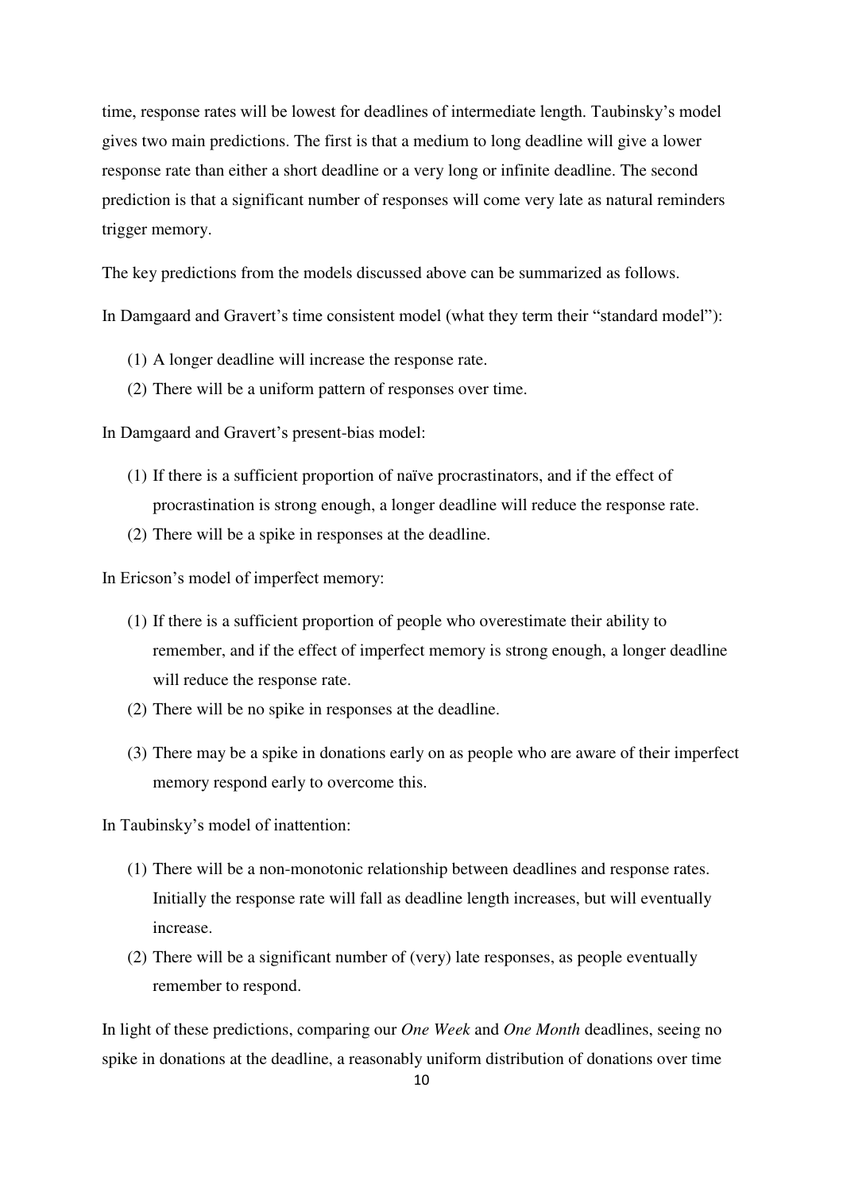time, response rates will be lowest for deadlines of intermediate length. Taubinsky's model gives two main predictions. The first is that a medium to long deadline will give a lower response rate than either a short deadline or a very long or infinite deadline. The second prediction is that a significant number of responses will come very late as natural reminders trigger memory.

The key predictions from the models discussed above can be summarized as follows.

In Damgaard and Gravert's time consistent model (what they term their "standard model"):

(1) A longer deadline will increase the response rate.
(2) There will be a uniform pattern of responses over time.

In Damgaard and Gravert's present-bias model:

(1) If there is a sufficient proportion of naïve procrastinators, and if the effect of procrastination is strong enough, a longer deadline will reduce the response rate.
(2) There will be a spike in responses at the deadline.

In Ericson's model of imperfect memory:

(1) If there is a sufficient proportion of people who overestimate their ability to remember, and if the effect of imperfect memory is strong enough, a longer deadline will reduce the response rate.
(2) There will be no spike in responses at the deadline.
(3) There may be a spike in donations early on as people who are aware of their imperfect memory respond early to overcome this.

In Taubinsky's model of inattention:

(1) There will be a non-monotonic relationship between deadlines and response rates. Initially the response rate will fall as deadline length increases, but will eventually increase.
(2) There will be a significant number of (very) late responses, as people eventually remember to respond.

In light of these predictions, comparing our *One Week* and *One Month* deadlines, seeing no spike in donations at the deadline, a reasonably uniform distribution of donations over time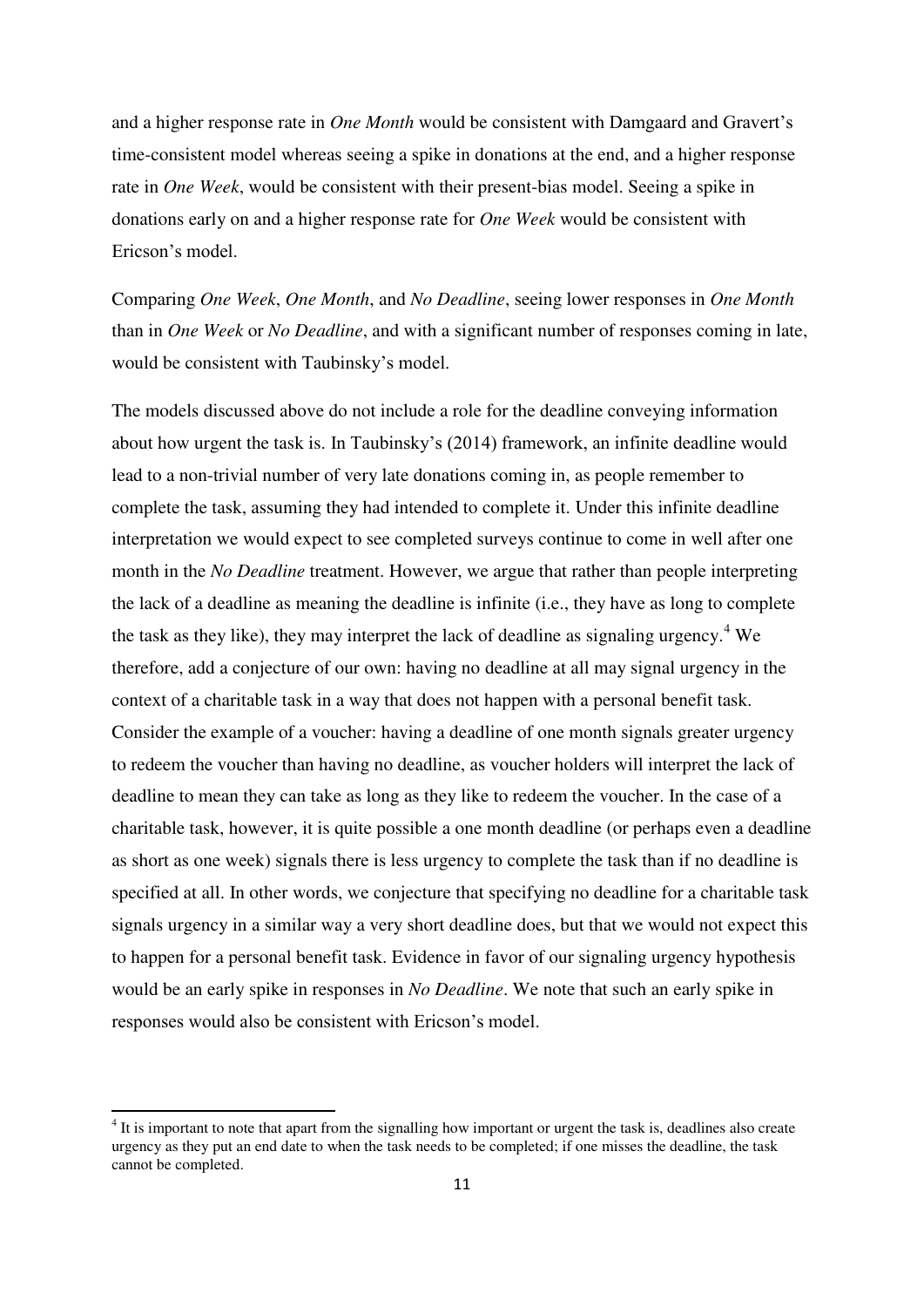and a higher response rate in *One Month* would be consistent with Damgaard and Gravert's time-consistent model whereas seeing a spike in donations at the end, and a higher response rate in *One Week*, would be consistent with their present-bias model. Seeing a spike in donations early on and a higher response rate for *One Week* would be consistent with Ericson's model.

Comparing *One Week*, *One Month*, and *No Deadline*, seeing lower responses in *One Month* than in *One Week* or *No Deadline*, and with a significant number of responses coming in late, would be consistent with Taubinsky's model.

The models discussed above do not include a role for the deadline conveying information about how urgent the task is. In Taubinsky's (2014) framework, an infinite deadline would lead to a non-trivial number of very late donations coming in, as people remember to complete the task, assuming they had intended to complete it. Under this infinite deadline interpretation we would expect to see completed surveys continue to come in well after one month in the *No Deadline* treatment. However, we argue that rather than people interpreting the lack of a deadline as meaning the deadline is infinite (i.e., they have as long to complete the task as they like), they may interpret the lack of deadline as signaling urgency.[4] We therefore, add a conjecture of our own: having no deadline at all may signal urgency in the context of a charitable task in a way that does not happen with a personal benefit task. Consider the example of a voucher: having a deadline of one month signals greater urgency to redeem the voucher than having no deadline, as voucher holders will interpret the lack of deadline to mean they can take as long as they like to redeem the voucher. In the case of a charitable task, however, it is quite possible a one month deadline (or perhaps even a deadline as short as one week) signals there is less urgency to complete the task than if no deadline is specified at all. In other words, we conjecture that specifying no deadline for a charitable task signals urgency in a similar way a very short deadline does, but that we would not expect this to happen for a personal benefit task. Evidence in favor of our signaling urgency hypothesis would be an early spike in responses in *No Deadline*. We note that such an early spike in responses would also be consistent with Ericson's model.

[4] It is important to note that apart from the signalling how important or urgent the task is, deadlines also create urgency as they put an end date to when the task needs to be completed; if one misses the deadline, the task cannot be completed.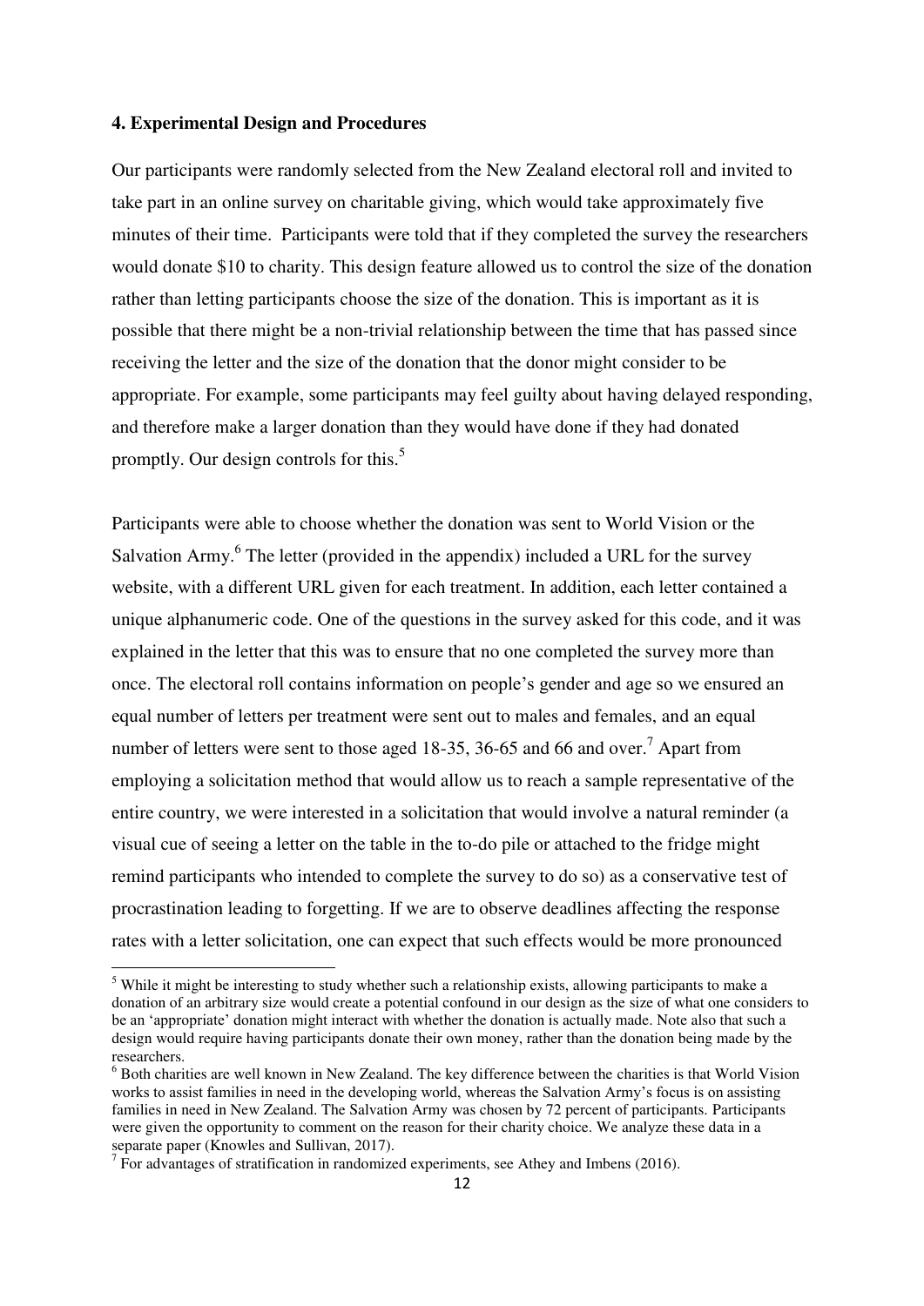### 4. Experimental Design and Procedures

Our participants were randomly selected from the New Zealand electoral roll and invited to take part in an online survey on charitable giving, which would take approximately five minutes of their time. Participants were told that if they completed the survey the researchers would donate $10 to charity. This design feature allowed us to control the size of the donation rather than letting participants choose the size of the donation. This is important as it is possible that there might be a non-trivial relationship between the time that has passed since receiving the letter and the size of the donation that the donor might consider to be appropriate. For example, some participants may feel guilty about having delayed responding, and therefore make a larger donation than they would have done if they had donated promptly. Our design controls for this.[5]

Participants were able to choose whether the donation was sent to World Vision or the Salvation Army.[6] The letter (provided in the appendix) included a URL for the survey website, with a different URL given for each treatment. In addition, each letter contained a unique alphanumeric code. One of the questions in the survey asked for this code, and it was explained in the letter that this was to ensure that no one completed the survey more than once. The electoral roll contains information on people's gender and age so we ensured an equal number of letters per treatment were sent out to males and females, and an equal number of letters were sent to those aged 18-35, 36-65 and 66 and over.[7] Apart from employing a solicitation method that would allow us to reach a sample representative of the entire country, we were interested in a solicitation that would involve a natural reminder (a visual cue of seeing a letter on the table in the to-do pile or attached to the fridge might remind participants who intended to complete the survey to do so) as a conservative test of procrastination leading to forgetting. If we are to observe deadlines affecting the response rates with a letter solicitation, one can expect that such effects would be more pronounced

[5] While it might be interesting to study whether such a relationship exists, allowing participants to make a donation of an arbitrary size would create a potential confound in our design as the size of what one considers to be an 'appropriate' donation might interact with whether the donation is actually made. Note also that such a design would require having participants donate their own money, rather than the donation being made by the researchers.

[6] Both charities are well known in New Zealand. The key difference between the charities is that World Vision works to assist families in need in the developing world, whereas the Salvation Army's focus is on assisting families in need in New Zealand. The Salvation Army was chosen by 72 percent of participants. Participants were given the opportunity to comment on the reason for their charity choice. We analyze these data in a separate paper (Knowles and Sullivan, 2017).

[7] For advantages of stratification in randomized experiments, see Athey and Imbens (2016).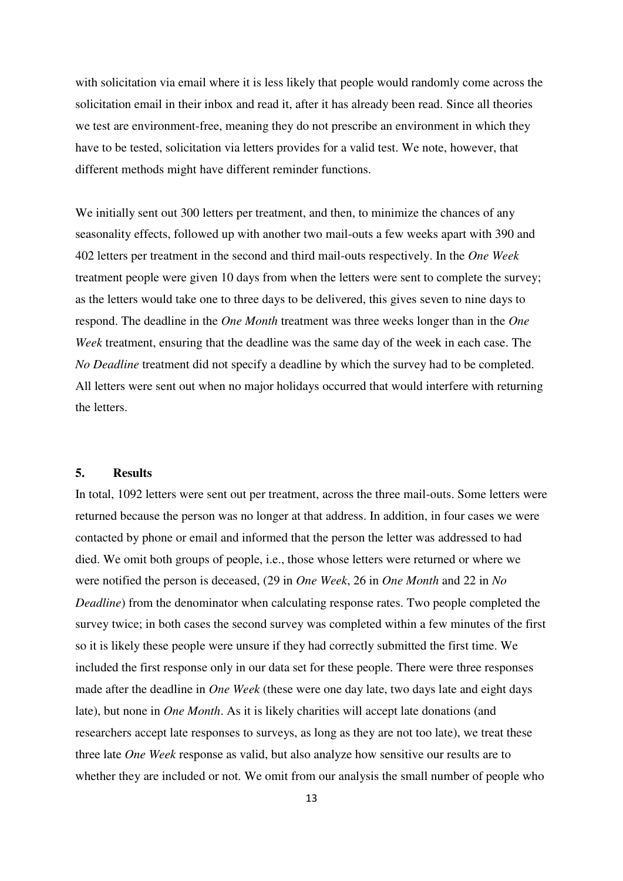with solicitation via email where it is less likely that people would randomly come across the solicitation email in their inbox and read it, after it has already been read. Since all theories we test are environment-free, meaning they do not prescribe an environment in which they have to be tested, solicitation via letters provides for a valid test. We note, however, that different methods might have different reminder functions.

We initially sent out 300 letters per treatment, and then, to minimize the chances of any seasonality effects, followed up with another two mail-outs a few weeks apart with 390 and 402 letters per treatment in the second and third mail-outs respectively. In the *One Week* treatment people were given 10 days from when the letters were sent to complete the survey; as the letters would take one to three days to be delivered, this gives seven to nine days to respond. The deadline in the *One Month* treatment was three weeks longer than in the *One Week* treatment, ensuring that the deadline was the same day of the week in each case. The *No Deadline* treatment did not specify a deadline by which the survey had to be completed. All letters were sent out when no major holidays occurred that would interfere with returning the letters.

## 5. Results

In total, 1092 letters were sent out per treatment, across the three mail-outs. Some letters were returned because the person was no longer at that address. In addition, in four cases we were contacted by phone or email and informed that the person the letter was addressed to had died. We omit both groups of people, i.e., those whose letters were returned or where we were notified the person is deceased, (29 in *One Week*, 26 in *One Month* and 22 in *No Deadline*) from the denominator when calculating response rates. Two people completed the survey twice; in both cases the second survey was completed within a few minutes of the first so it is likely these people were unsure if they had correctly submitted the first time. We included the first response only in our data set for these people. There were three responses made after the deadline in *One Week* (these were one day late, two days late and eight days late), but none in *One Month*. As it is likely charities will accept late donations (and researchers accept late responses to surveys, as long as they are not too late), we treat these three late *One Week* response as valid, but also analyze how sensitive our results are to whether they are included or not. We omit from our analysis the small number of people who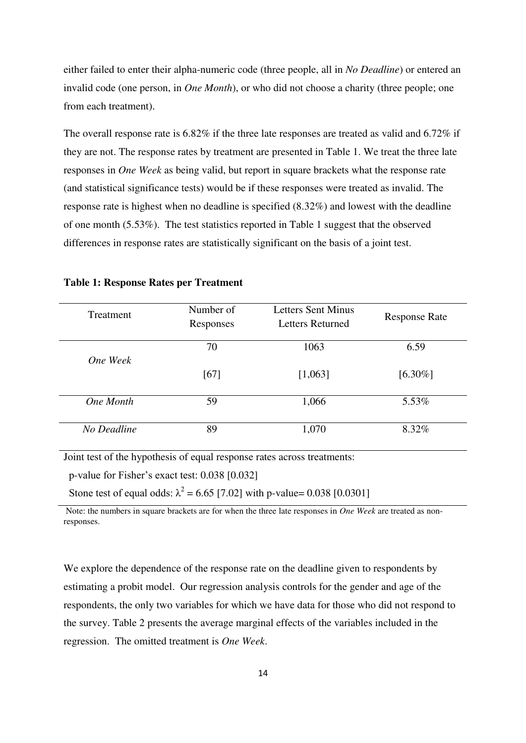either failed to enter their alpha-numeric code (three people, all in *No Deadline*) or entered an invalid code (one person, in *One Month*), or who did not choose a charity (three people; one from each treatment).

The overall response rate is 6.82% if the three late responses are treated as valid and 6.72% if they are not. The response rates by treatment are presented in Table 1. We treat the three late responses in *One Week* as being valid, but report in square brackets what the response rate (and statistical significance tests) would be if these responses were treated as invalid. The response rate is highest when no deadline is specified (8.32%) and lowest with the deadline of one month (5.53%). The test statistics reported in Table 1 suggest that the observed differences in response rates are statistically significant on the basis of a joint test.

**Table 1: Response Rates per Treatment**

| Treatment | Number of Responses | Letters Sent Minus Letters Returned | Response Rate |
|---|---|---|---|
| *One Week* | 70 | 1063 | 6.59 |
| | [67] | [1,063] | [6.30%] |
| *One Month* | 59 | 1,066 | 5.53% |
| *No Deadline* | 89 | 1,070 | 8.32% |

Joint test of the hypothesis of equal response rates across treatments:

p-value for Fisher's exact test: 0.038 [0.032]

Stone test of equal odds: $\lambda^2 = 6.65$ [7.02] with p-value= 0.038 [0.0301]

Note: the numbers in square brackets are for when the three late responses in *One Week* are treated as non-responses.

We explore the dependence of the response rate on the deadline given to respondents by estimating a probit model. Our regression analysis controls for the gender and age of the respondents, the only two variables for which we have data for those who did not respond to the survey. Table 2 presents the average marginal effects of the variables included in the regression. The omitted treatment is *One Week*.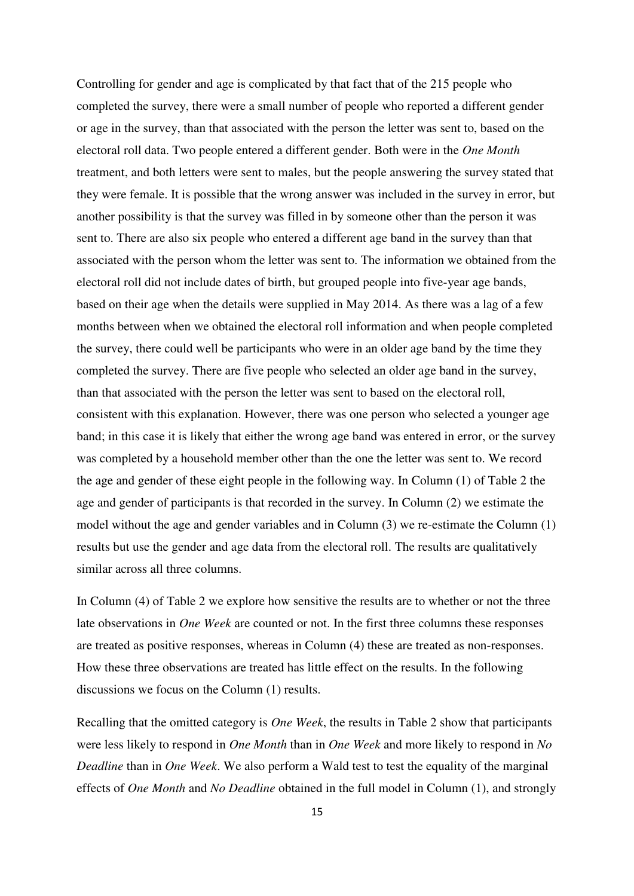Controlling for gender and age is complicated by that fact that of the 215 people who completed the survey, there were a small number of people who reported a different gender or age in the survey, than that associated with the person the letter was sent to, based on the electoral roll data. Two people entered a different gender. Both were in the *One Month* treatment, and both letters were sent to males, but the people answering the survey stated that they were female. It is possible that the wrong answer was included in the survey in error, but another possibility is that the survey was filled in by someone other than the person it was sent to. There are also six people who entered a different age band in the survey than that associated with the person whom the letter was sent to. The information we obtained from the electoral roll did not include dates of birth, but grouped people into five-year age bands, based on their age when the details were supplied in May 2014. As there was a lag of a few months between when we obtained the electoral roll information and when people completed the survey, there could well be participants who were in an older age band by the time they completed the survey. There are five people who selected an older age band in the survey, than that associated with the person the letter was sent to based on the electoral roll, consistent with this explanation. However, there was one person who selected a younger age band; in this case it is likely that either the wrong age band was entered in error, or the survey was completed by a household member other than the one the letter was sent to. We record the age and gender of these eight people in the following way. In Column (1) of Table 2 the age and gender of participants is that recorded in the survey. In Column (2) we estimate the model without the age and gender variables and in Column (3) we re-estimate the Column (1) results but use the gender and age data from the electoral roll. The results are qualitatively similar across all three columns.

In Column (4) of Table 2 we explore how sensitive the results are to whether or not the three late observations in *One Week* are counted or not. In the first three columns these responses are treated as positive responses, whereas in Column (4) these are treated as non-responses. How these three observations are treated has little effect on the results. In the following discussions we focus on the Column (1) results.

Recalling that the omitted category is *One Week*, the results in Table 2 show that participants were less likely to respond in *One Month* than in *One Week* and more likely to respond in *No Deadline* than in *One Week*. We also perform a Wald test to test the equality of the marginal effects of *One Month* and *No Deadline* obtained in the full model in Column (1), and strongly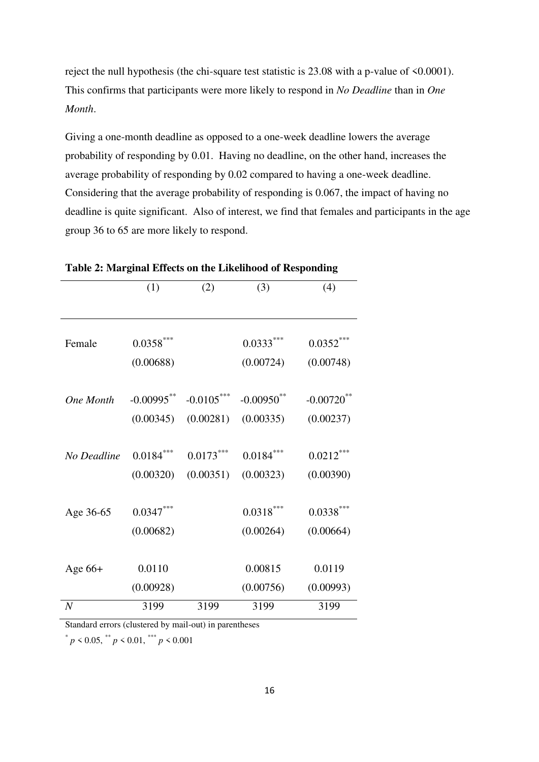reject the null hypothesis (the chi-square test statistic is 23.08 with a p-value of <0.0001). This confirms that participants were more likely to respond in *No Deadline* than in *One Month*.

Giving a one-month deadline as opposed to a one-week deadline lowers the average probability of responding by 0.01. Having no deadline, on the other hand, increases the average probability of responding by 0.02 compared to having a one-week deadline. Considering that the average probability of responding is 0.067, the impact of having no deadline is quite significant. Also of interest, we find that females and participants in the age group 36 to 65 are more likely to respond.

**Table 2: Marginal Effects on the Likelihood of Responding**

| | (1) | (2) | (3) | (4) |
|---|---|---|---|---|
| Female | $0.0358^{***}$ | | $0.0333^{***}$ | $0.0352^{***}$ |
| | (0.00688) | | (0.00724) | (0.00748) |
| *One Month* | $-0.00995^{**}$ | $-0.0105^{***}$ | $-0.00950^{**}$ | $-0.00720^{**}$ |
| | (0.00345) | (0.00281) | (0.00335) | (0.00237) |
| *No Deadline* | $0.0184^{***}$ | $0.0173^{***}$ | $0.0184^{***}$ | $0.0212^{***}$ |
| | (0.00320) | (0.00351) | (0.00323) | (0.00390) |
| Age 36-65 | $0.0347^{***}$ | | $0.0318^{***}$ | $0.0338^{***}$ |
| | (0.00682) | | (0.00264) | (0.00664) |
| Age 66+ | 0.0110 | | 0.00815 | 0.0119 |
| | (0.00928) | | (0.00756) | (0.00993) |
| *N* | 3199 | 3199 | 3199 | 3199 |

Standard errors (clustered by mail-out) in parentheses

$^{*}$ $p < 0.05$, $^{**}$ $p < 0.01$, $^{***}$ $p < 0.001$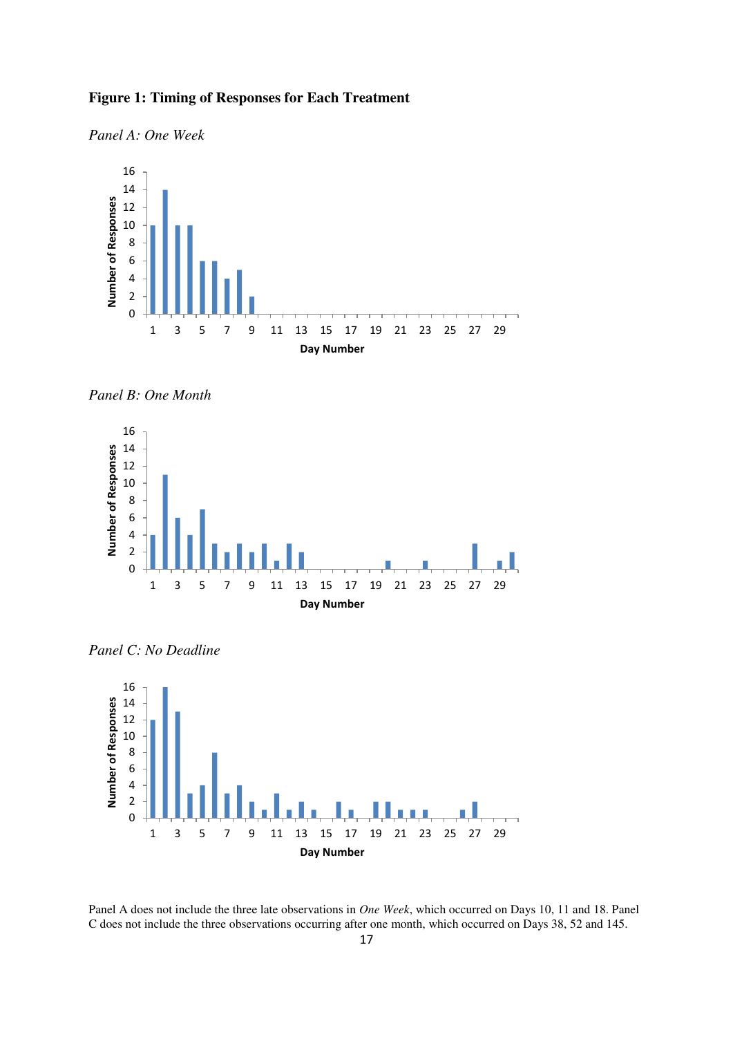**Figure 1: Timing of Responses for Each Treatment**

*Panel A: One Week*

*Panel B: One Month*

*Panel C: No Deadline*

Panel A does not include the three late observations in *One Week*, which occurred on Days 10, 11 and 18. Panel C does not include the three observations occurring after one month, which occurred on Days 38, 52 and 145.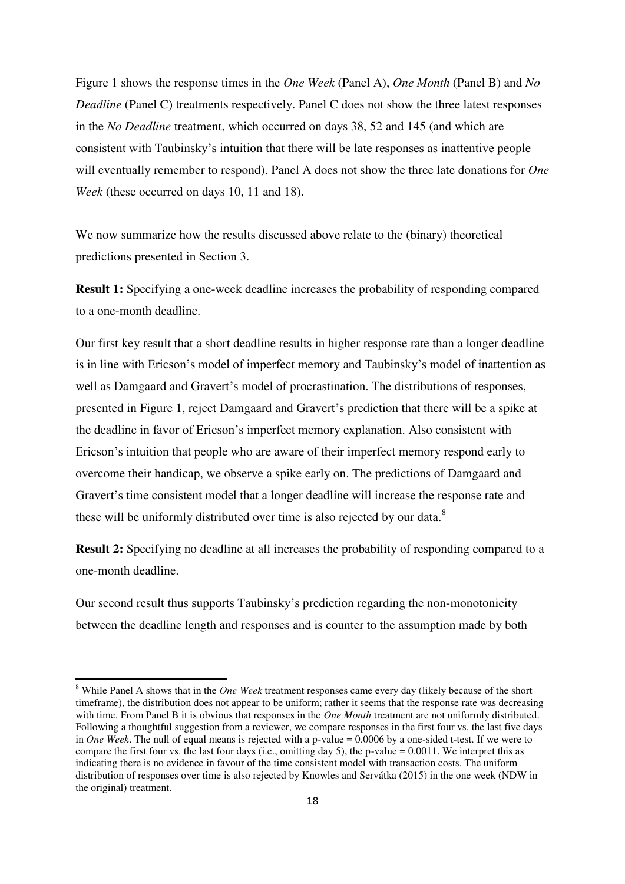Figure 1 shows the response times in the *One Week* (Panel A), *One Month* (Panel B) and *No Deadline* (Panel C) treatments respectively. Panel C does not show the three latest responses in the *No Deadline* treatment, which occurred on days 38, 52 and 145 (and which are consistent with Taubinsky's intuition that there will be late responses as inattentive people will eventually remember to respond). Panel A does not show the three late donations for *One Week* (these occurred on days 10, 11 and 18).

We now summarize how the results discussed above relate to the (binary) theoretical predictions presented in Section 3.

**Result 1:** Specifying a one-week deadline increases the probability of responding compared to a one-month deadline.

Our first key result that a short deadline results in higher response rate than a longer deadline is in line with Ericson's model of imperfect memory and Taubinsky's model of inattention as well as Damgaard and Gravert's model of procrastination. The distributions of responses, presented in Figure 1, reject Damgaard and Gravert's prediction that there will be a spike at the deadline in favor of Ericson's imperfect memory explanation. Also consistent with Ericson's intuition that people who are aware of their imperfect memory respond early to overcome their handicap, we observe a spike early on. The predictions of Damgaard and Gravert's time consistent model that a longer deadline will increase the response rate and these will be uniformly distributed over time is also rejected by our data.[8]

**Result 2:** Specifying no deadline at all increases the probability of responding compared to a one-month deadline.

Our second result thus supports Taubinsky's prediction regarding the non-monotonicity between the deadline length and responses and is counter to the assumption made by both

[8] While Panel A shows that in the *One Week* treatment responses came every day (likely because of the short timeframe), the distribution does not appear to be uniform; rather it seems that the response rate was decreasing with time. From Panel B it is obvious that responses in the *One Month* treatment are not uniformly distributed. Following a thoughtful suggestion from a reviewer, we compare responses in the first four vs. the last five days in *One Week*. The null of equal means is rejected with a p-value = 0.0006 by a one-sided t-test. If we were to compare the first four vs. the last four days (i.e., omitting day 5), the p-value = 0.0011. We interpret this as indicating there is no evidence in favour of the time consistent model with transaction costs. The uniform distribution of responses over time is also rejected by Knowles and Servátka (2015) in the one week (NDW in the original) treatment.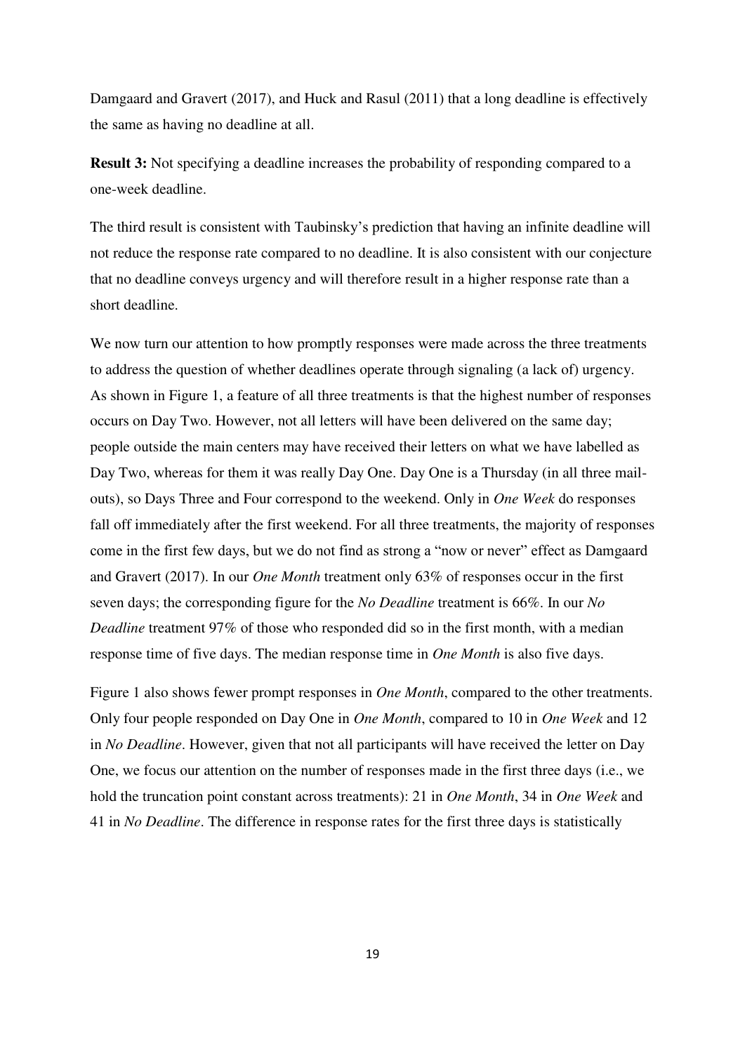Damgaard and Gravert (2017), and Huck and Rasul (2011) that a long deadline is effectively the same as having no deadline at all.

**Result 3:** Not specifying a deadline increases the probability of responding compared to a one-week deadline.

The third result is consistent with Taubinsky's prediction that having an infinite deadline will not reduce the response rate compared to no deadline. It is also consistent with our conjecture that no deadline conveys urgency and will therefore result in a higher response rate than a short deadline.

We now turn our attention to how promptly responses were made across the three treatments to address the question of whether deadlines operate through signaling (a lack of) urgency. As shown in Figure 1, a feature of all three treatments is that the highest number of responses occurs on Day Two. However, not all letters will have been delivered on the same day; people outside the main centers may have received their letters on what we have labelled as Day Two, whereas for them it was really Day One. Day One is a Thursday (in all three mail-outs), so Days Three and Four correspond to the weekend. Only in *One Week* do responses fall off immediately after the first weekend. For all three treatments, the majority of responses come in the first few days, but we do not find as strong a "now or never" effect as Damgaard and Gravert (2017). In our *One Month* treatment only 63% of responses occur in the first seven days; the corresponding figure for the *No Deadline* treatment is 66%. In our *No Deadline* treatment 97% of those who responded did so in the first month, with a median response time of five days. The median response time in *One Month* is also five days.

Figure 1 also shows fewer prompt responses in *One Month*, compared to the other treatments. Only four people responded on Day One in *One Month*, compared to 10 in *One Week* and 12 in *No Deadline*. However, given that not all participants will have received the letter on Day One, we focus our attention on the number of responses made in the first three days (i.e., we hold the truncation point constant across treatments): 21 in *One Month*, 34 in *One Week* and 41 in *No Deadline*. The difference in response rates for the first three days is statistically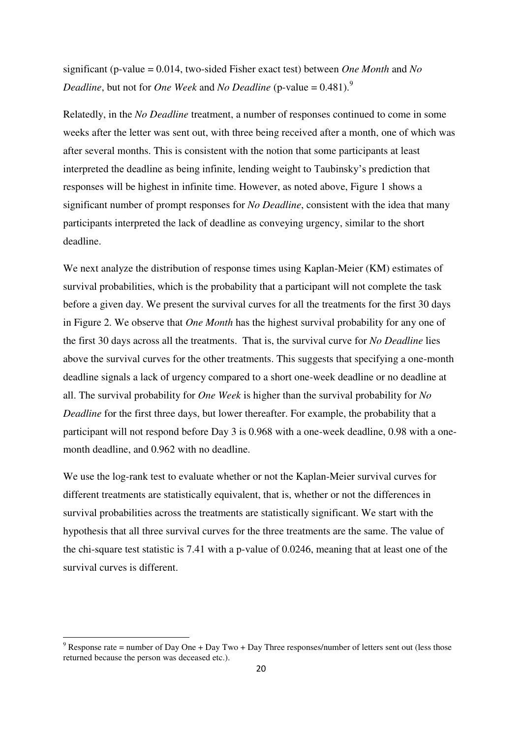significant (p-value = 0.014, two-sided Fisher exact test) between *One Month* and *No Deadline*, but not for *One Week* and *No Deadline* (p-value = 0.481).[9]

Relatedly, in the *No Deadline* treatment, a number of responses continued to come in some weeks after the letter was sent out, with three being received after a month, one of which was after several months. This is consistent with the notion that some participants at least interpreted the deadline as being infinite, lending weight to Taubinsky's prediction that responses will be highest in infinite time. However, as noted above, Figure 1 shows a significant number of prompt responses for *No Deadline*, consistent with the idea that many participants interpreted the lack of deadline as conveying urgency, similar to the short deadline.

We next analyze the distribution of response times using Kaplan-Meier (KM) estimates of survival probabilities, which is the probability that a participant will not complete the task before a given day. We present the survival curves for all the treatments for the first 30 days in Figure 2. We observe that *One Month* has the highest survival probability for any one of the first 30 days across all the treatments. That is, the survival curve for *No Deadline* lies above the survival curves for the other treatments. This suggests that specifying a one-month deadline signals a lack of urgency compared to a short one-week deadline or no deadline at all. The survival probability for *One Week* is higher than the survival probability for *No Deadline* for the first three days, but lower thereafter. For example, the probability that a participant will not respond before Day 3 is 0.968 with a one-week deadline, 0.98 with a one-month deadline, and 0.962 with no deadline.

We use the log-rank test to evaluate whether or not the Kaplan-Meier survival curves for different treatments are statistically equivalent, that is, whether or not the differences in survival probabilities across the treatments are statistically significant. We start with the hypothesis that all three survival curves for the three treatments are the same. The value of the chi-square test statistic is 7.41 with a p-value of 0.0246, meaning that at least one of the survival curves is different.

[9] Response rate = number of Day One + Day Two + Day Three responses/number of letters sent out (less those returned because the person was deceased etc.).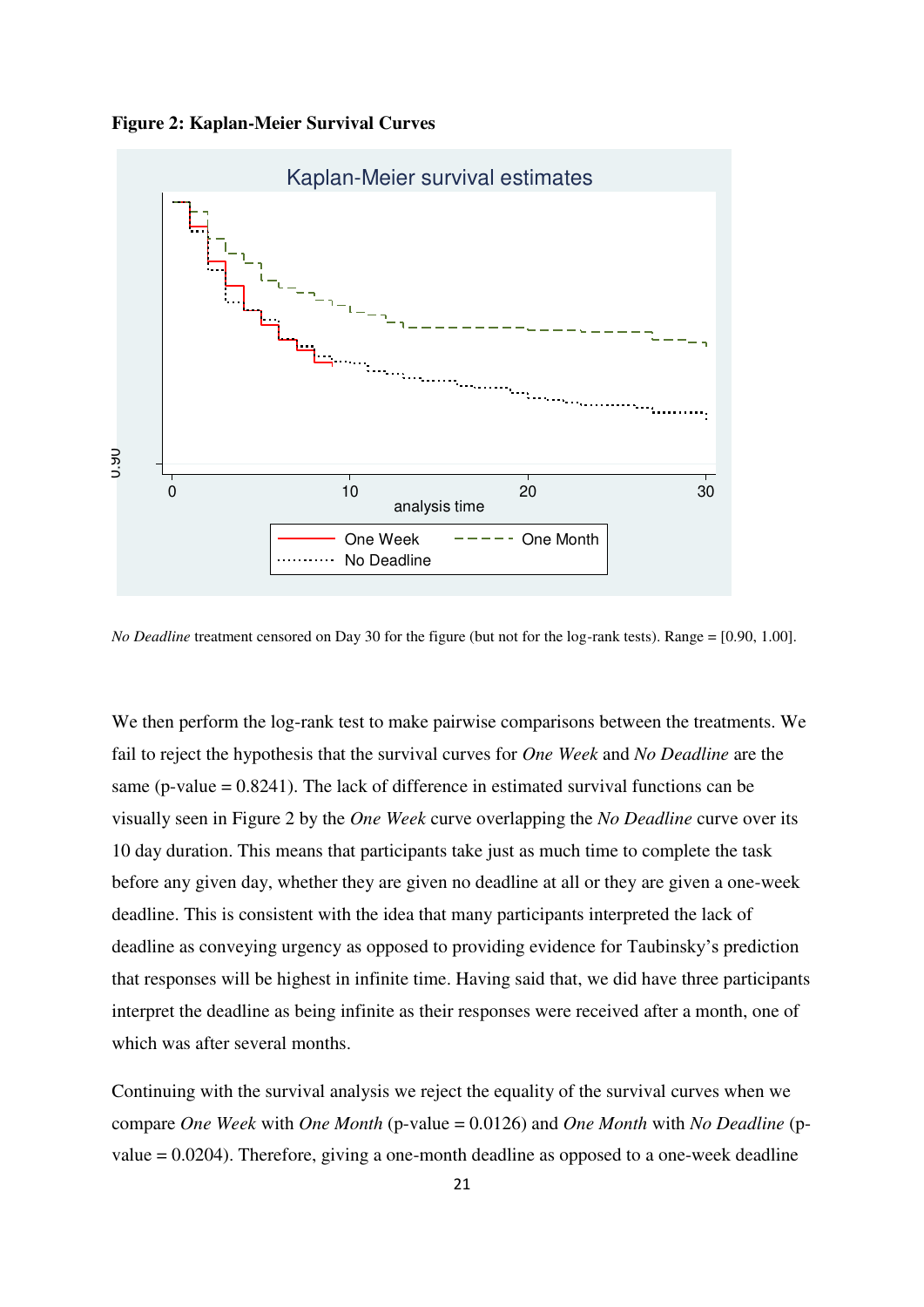**Figure 2: Kaplan-Meier Survival Curves**

*No Deadline* treatment censored on Day 30 for the figure (but not for the log-rank tests). Range = [0.90, 1.00].

We then perform the log-rank test to make pairwise comparisons between the treatments. We fail to reject the hypothesis that the survival curves for *One Week* and *No Deadline* are the same (p-value = 0.8241). The lack of difference in estimated survival functions can be visually seen in Figure 2 by the *One Week* curve overlapping the *No Deadline* curve over its 10 day duration. This means that participants take just as much time to complete the task before any given day, whether they are given no deadline at all or they are given a one-week deadline. This is consistent with the idea that many participants interpreted the lack of deadline as conveying urgency as opposed to providing evidence for Taubinsky's prediction that responses will be highest in infinite time. Having said that, we did have three participants interpret the deadline as being infinite as their responses were received after a month, one of which was after several months.

Continuing with the survival analysis we reject the equality of the survival curves when we compare *One Week* with *One Month* (p-value = 0.0126) and *One Month* with *No Deadline* (p-value = 0.0204). Therefore, giving a one-month deadline as opposed to a one-week deadline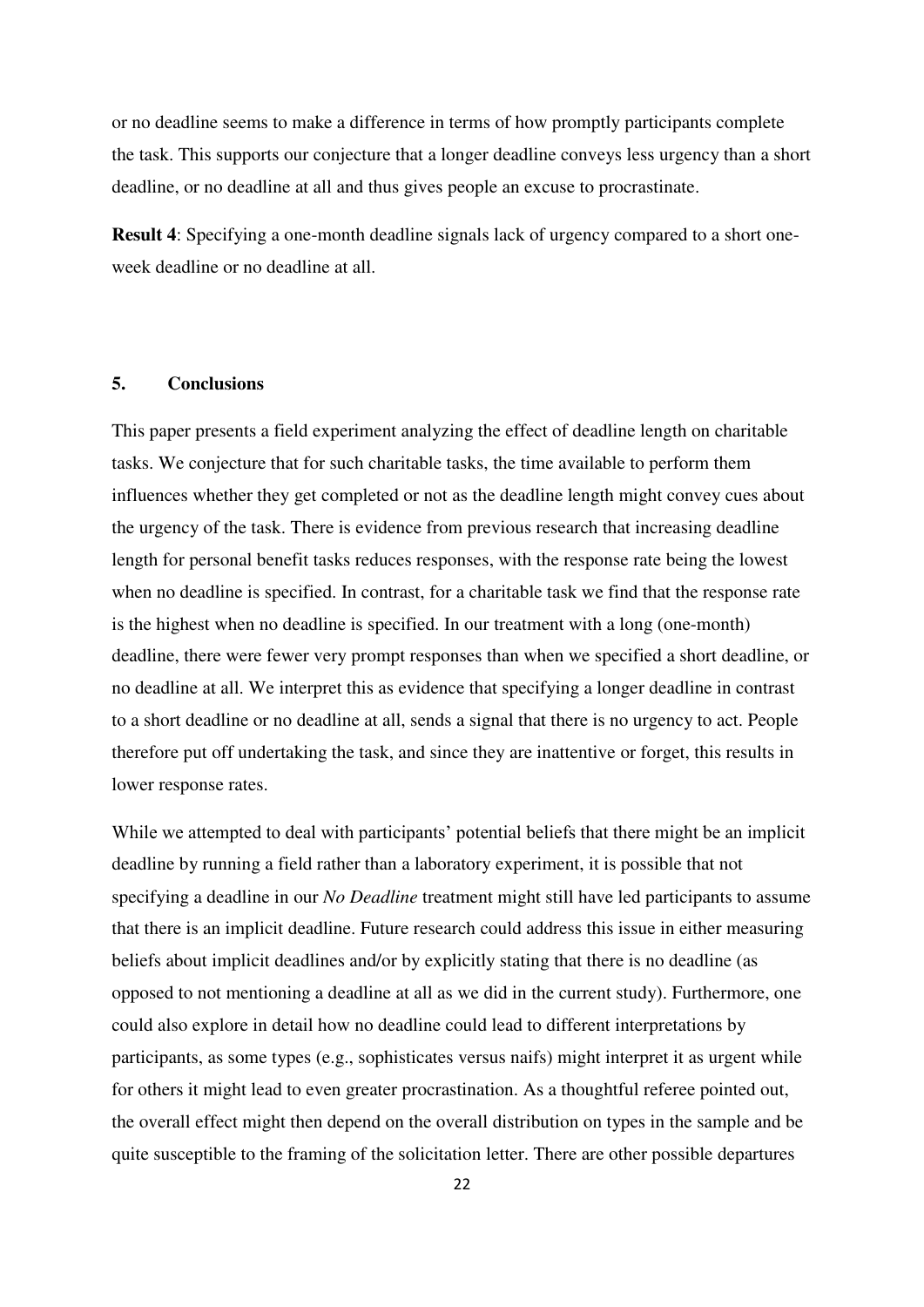or no deadline seems to make a difference in terms of how promptly participants complete the task. This supports our conjecture that a longer deadline conveys less urgency than a short deadline, or no deadline at all and thus gives people an excuse to procrastinate.

**Result 4**: Specifying a one-month deadline signals lack of urgency compared to a short one-week deadline or no deadline at all.

## 5. Conclusions

This paper presents a field experiment analyzing the effect of deadline length on charitable tasks. We conjecture that for such charitable tasks, the time available to perform them influences whether they get completed or not as the deadline length might convey cues about the urgency of the task. There is evidence from previous research that increasing deadline length for personal benefit tasks reduces responses, with the response rate being the lowest when no deadline is specified. In contrast, for a charitable task we find that the response rate is the highest when no deadline is specified. In our treatment with a long (one-month) deadline, there were fewer very prompt responses than when we specified a short deadline, or no deadline at all. We interpret this as evidence that specifying a longer deadline in contrast to a short deadline or no deadline at all, sends a signal that there is no urgency to act. People therefore put off undertaking the task, and since they are inattentive or forget, this results in lower response rates.

While we attempted to deal with participants' potential beliefs that there might be an implicit deadline by running a field rather than a laboratory experiment, it is possible that not specifying a deadline in our *No Deadline* treatment might still have led participants to assume that there is an implicit deadline. Future research could address this issue in either measuring beliefs about implicit deadlines and/or by explicitly stating that there is no deadline (as opposed to not mentioning a deadline at all as we did in the current study). Furthermore, one could also explore in detail how no deadline could lead to different interpretations by participants, as some types (e.g., sophisticates versus naifs) might interpret it as urgent while for others it might lead to even greater procrastination. As a thoughtful referee pointed out, the overall effect might then depend on the overall distribution on types in the sample and be quite susceptible to the framing of the solicitation letter. There are other possible departures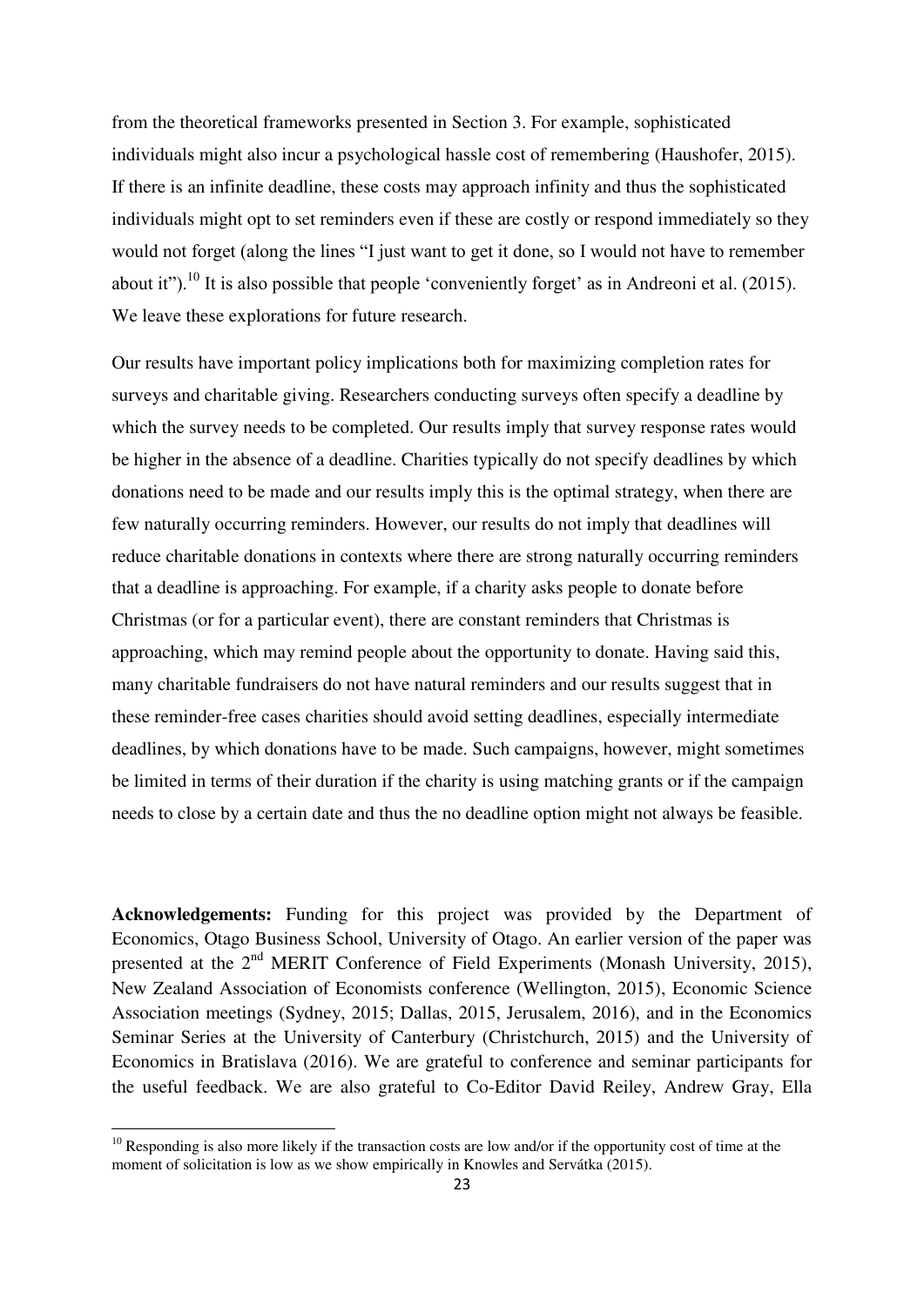from the theoretical frameworks presented in Section 3. For example, sophisticated individuals might also incur a psychological hassle cost of remembering (Haushofer, 2015). If there is an infinite deadline, these costs may approach infinity and thus the sophisticated individuals might opt to set reminders even if these are costly or respond immediately so they would not forget (along the lines "I just want to get it done, so I would not have to remember about it").[10] It is also possible that people 'conveniently forget' as in Andreoni et al. (2015). We leave these explorations for future research.

Our results have important policy implications both for maximizing completion rates for surveys and charitable giving. Researchers conducting surveys often specify a deadline by which the survey needs to be completed. Our results imply that survey response rates would be higher in the absence of a deadline. Charities typically do not specify deadlines by which donations need to be made and our results imply this is the optimal strategy, when there are few naturally occurring reminders. However, our results do not imply that deadlines will reduce charitable donations in contexts where there are strong naturally occurring reminders that a deadline is approaching. For example, if a charity asks people to donate before Christmas (or for a particular event), there are constant reminders that Christmas is approaching, which may remind people about the opportunity to donate. Having said this, many charitable fundraisers do not have natural reminders and our results suggest that in these reminder-free cases charities should avoid setting deadlines, especially intermediate deadlines, by which donations have to be made. Such campaigns, however, might sometimes be limited in terms of their duration if the charity is using matching grants or if the campaign needs to close by a certain date and thus the no deadline option might not always be feasible.

**Acknowledgements:** Funding for this project was provided by the Department of Economics, Otago Business School, University of Otago. An earlier version of the paper was presented at the 2nd MERIT Conference of Field Experiments (Monash University, 2015), New Zealand Association of Economists conference (Wellington, 2015), Economic Science Association meetings (Sydney, 2015; Dallas, 2015, Jerusalem, 2016), and in the Economics Seminar Series at the University of Canterbury (Christchurch, 2015) and the University of Economics in Bratislava (2016). We are grateful to conference and seminar participants for the useful feedback. We are also grateful to Co-Editor David Reiley, Andrew Gray, Ella

[10] Responding is also more likely if the transaction costs are low and/or if the opportunity cost of time at the moment of solicitation is low as we show empirically in Knowles and Servátka (2015).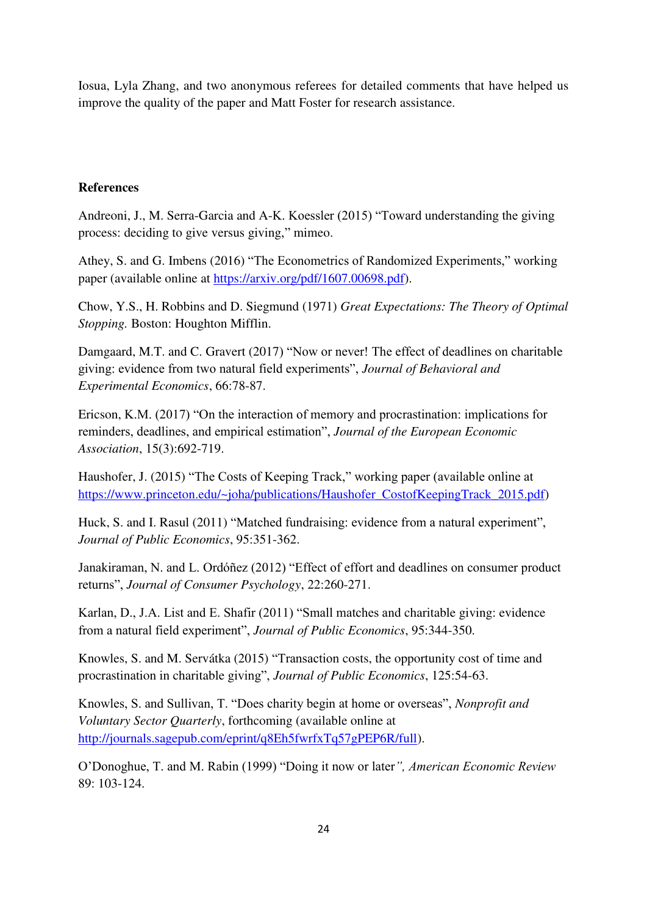Iosua, Lyla Zhang, and two anonymous referees for detailed comments that have helped us improve the quality of the paper and Matt Foster for research assistance.

## References

Andreoni, J., M. Serra-Garcia and A-K. Koessler (2015) "Toward understanding the giving process: deciding to give versus giving," mimeo.

Athey, S. and G. Imbens (2016) "The Econometrics of Randomized Experiments," working paper (available online at https://arxiv.org/pdf/1607.00698.pdf).

Chow, Y.S., H. Robbins and D. Siegmund (1971) *Great Expectations: The Theory of Optimal Stopping.* Boston: Houghton Mifflin.

Damgaard, M.T. and C. Gravert (2017) "Now or never! The effect of deadlines on charitable giving: evidence from two natural field experiments", *Journal of Behavioral and Experimental Economics*, 66:78-87.

Ericson, K.M. (2017) "On the interaction of memory and procrastination: implications for reminders, deadlines, and empirical estimation", *Journal of the European Economic Association*, 15(3):692-719.

Haushofer, J. (2015) "The Costs of Keeping Track," working paper (available online at https://www.princeton.edu/~joha/publications/Haushofer_CostofKeepingTrack_2015.pdf)

Huck, S. and I. Rasul (2011) "Matched fundraising: evidence from a natural experiment", *Journal of Public Economics*, 95:351-362.

Janakiraman, N. and L. Ordóñez (2012) "Effect of effort and deadlines on consumer product returns", *Journal of Consumer Psychology*, 22:260-271.

Karlan, D., J.A. List and E. Shafir (2011) "Small matches and charitable giving: evidence from a natural field experiment", *Journal of Public Economics*, 95:344-350.

Knowles, S. and M. Servátka (2015) "Transaction costs, the opportunity cost of time and procrastination in charitable giving", *Journal of Public Economics*, 125:54-63.

Knowles, S. and Sullivan, T. "Does charity begin at home or overseas", *Nonprofit and Voluntary Sector Quarterly*, forthcoming (available online at http://journals.sagepub.com/eprint/q8Eh5fwrfxTq57gPEP6R/full).

O'Donoghue, T. and M. Rabin (1999) "Doing it now or later*", American Economic Review* 89: 103-124.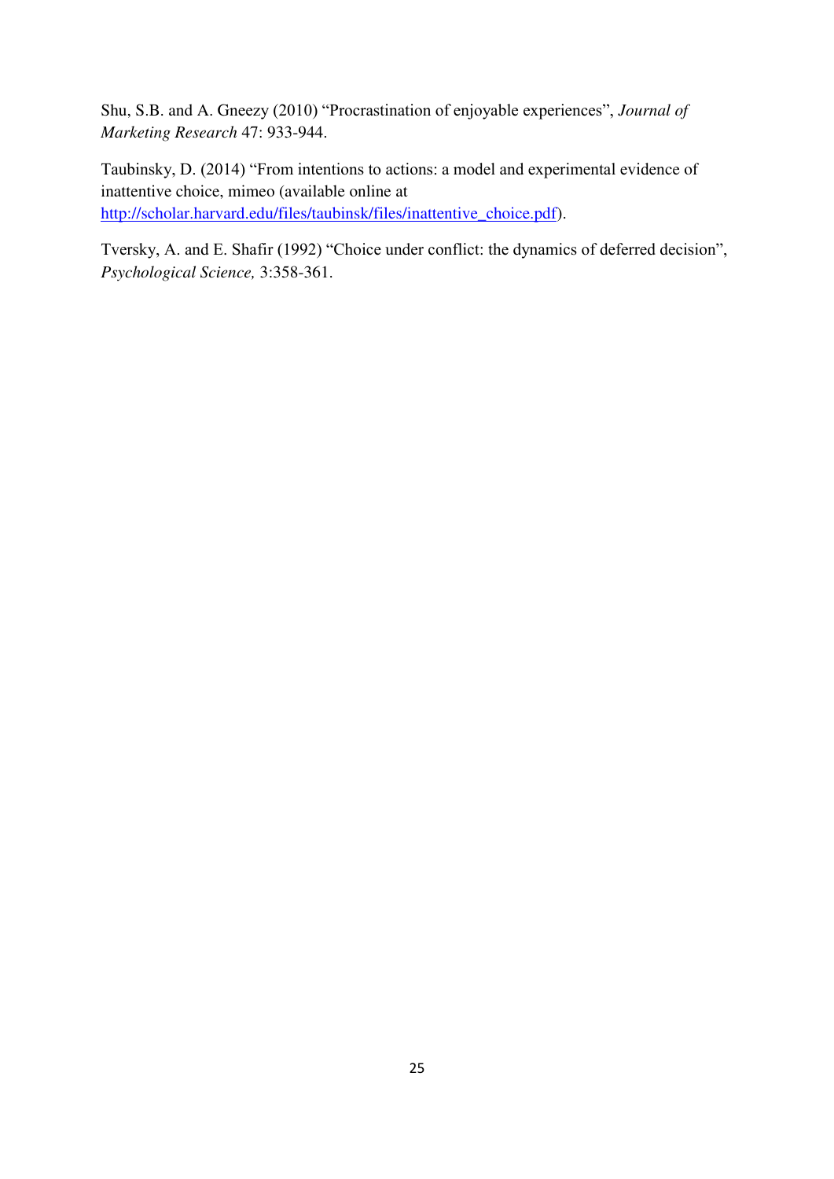Shu, S.B. and A. Gneezy (2010) "Procrastination of enjoyable experiences", *Journal of Marketing Research* 47: 933-944.

Taubinsky, D. (2014) "From intentions to actions: a model and experimental evidence of inattentive choice, mimeo (available online at [http://scholar.harvard.edu/files/taubinsk/files/inattentive_choice.pdf](http://scholar.harvard.edu/files/taubinsk/files/inattentive_choice.pdf)).

Tversky, A. and E. Shafir (1992) "Choice under conflict: the dynamics of deferred decision", *Psychological Science,* 3:358-361.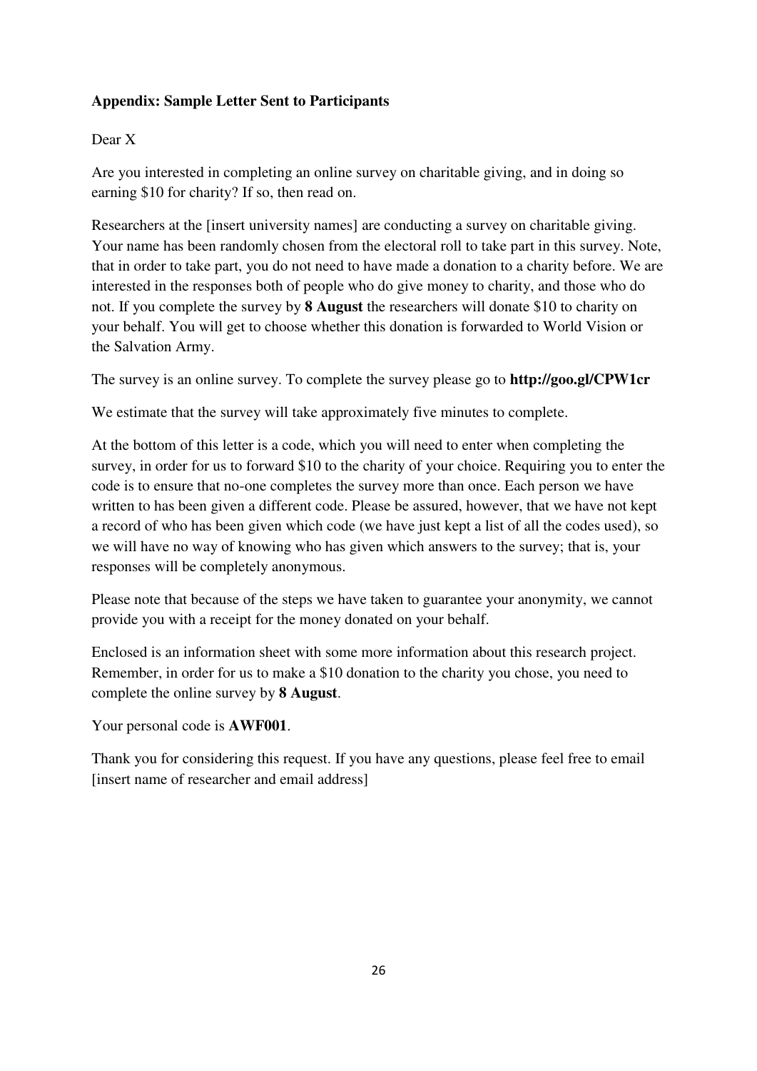**Appendix: Sample Letter Sent to Participants**

Dear X

Are you interested in completing an online survey on charitable giving, and in doing so earning $10 for charity? If so, then read on.

Researchers at the [insert university names] are conducting a survey on charitable giving. Your name has been randomly chosen from the electoral roll to take part in this survey. Note, that in order to take part, you do not need to have made a donation to a charity before. We are interested in the responses both of people who do give money to charity, and those who do not. If you complete the survey by **8 August** the researchers will donate $10 to charity on your behalf. You will get to choose whether this donation is forwarded to World Vision or the Salvation Army.

The survey is an online survey. To complete the survey please go to **http://goo.gl/CPW1cr**

We estimate that the survey will take approximately five minutes to complete.

At the bottom of this letter is a code, which you will need to enter when completing the survey, in order for us to forward $10 to the charity of your choice. Requiring you to enter the code is to ensure that no-one completes the survey more than once. Each person we have written to has been given a different code. Please be assured, however, that we have not kept a record of who has been given which code (we have just kept a list of all the codes used), so we will have no way of knowing who has given which answers to the survey; that is, your responses will be completely anonymous.

Please note that because of the steps we have taken to guarantee your anonymity, we cannot provide you with a receipt for the money donated on your behalf.

Enclosed is an information sheet with some more information about this research project. Remember, in order for us to make a $10 donation to the charity you chose, you need to complete the online survey by **8 August**.

Your personal code is **AWF001**.

Thank you for considering this request. If you have any questions, please feel free to email [insert name of researcher and email address]